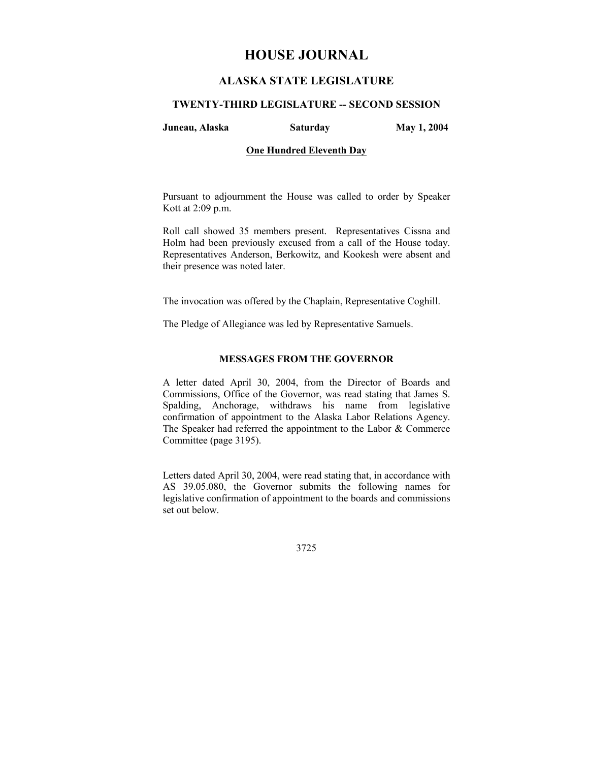# HOUSE JOURNAL

## ALASKA STATE LEGISLATURE

### TWENTY-THIRD LEGISLATURE -- SECOND SESSION

**Juneau, Alaska** **Saturday** **May 1, 2004**

**One Hundred Eleventh Day**

Pursuant to adjournment the House was called to order by Speaker Kott at 2:09 p.m.

Roll call showed 35 members present. Representatives Cissna and Holm had been previously excused from a call of the House today. Representatives Anderson, Berkowitz, and Kookesh were absent and their presence was noted later.

The invocation was offered by the Chaplain, Representative Coghill.

The Pledge of Allegiance was led by Representative Samuels.

**MESSAGES FROM THE GOVERNOR**

A letter dated April 30, 2004, from the Director of Boards and Commissions, Office of the Governor, was read stating that James S. Spalding, Anchorage, withdraws his name from legislative confirmation of appointment to the Alaska Labor Relations Agency. The Speaker had referred the appointment to the Labor & Commerce Committee (page 3195).

Letters dated April 30, 2004, were read stating that, in accordance with AS 39.05.080, the Governor submits the following names for legislative confirmation of appointment to the boards and commissions set out below.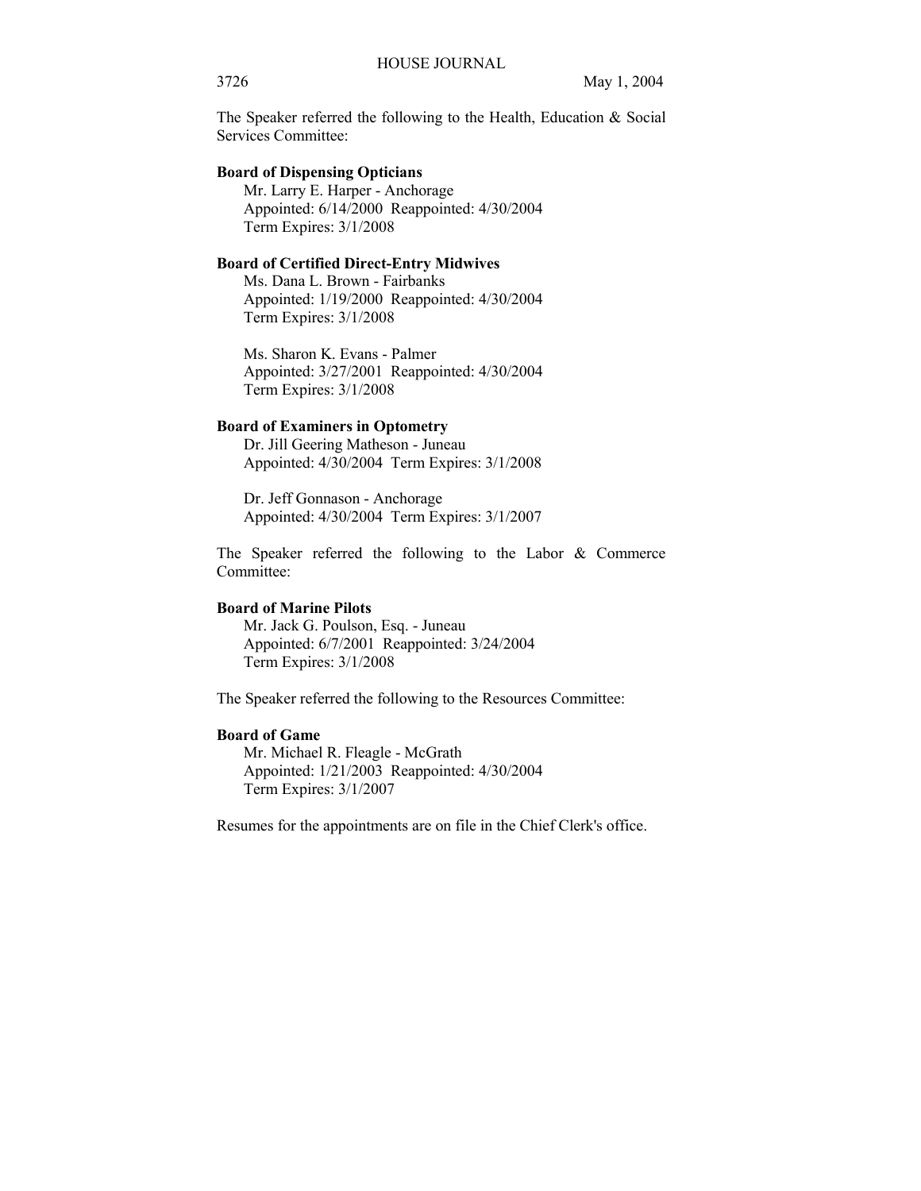The Speaker referred the following to the Health, Education & Social Services Committee:

**Board of Dispensing Opticians**

Mr. Larry E. Harper - Anchorage
Appointed: 6/14/2000 Reappointed: 4/30/2004
Term Expires: 3/1/2008

**Board of Certified Direct-Entry Midwives**

Ms. Dana L. Brown - Fairbanks
Appointed: 1/19/2000 Reappointed: 4/30/2004
Term Expires: 3/1/2008

Ms. Sharon K. Evans - Palmer
Appointed: 3/27/2001 Reappointed: 4/30/2004
Term Expires: 3/1/2008

**Board of Examiners in Optometry**

Dr. Jill Geering Matheson - Juneau
Appointed: 4/30/2004 Term Expires: 3/1/2008

Dr. Jeff Gonnason - Anchorage
Appointed: 4/30/2004 Term Expires: 3/1/2007

The Speaker referred the following to the Labor & Commerce Committee:

**Board of Marine Pilots**

Mr. Jack G. Poulson, Esq. - Juneau
Appointed: 6/7/2001 Reappointed: 3/24/2004
Term Expires: 3/1/2008

The Speaker referred the following to the Resources Committee:

**Board of Game**

Mr. Michael R. Fleagle - McGrath
Appointed: 1/21/2003 Reappointed: 4/30/2004
Term Expires: 3/1/2007

Resumes for the appointments are on file in the Chief Clerk's office.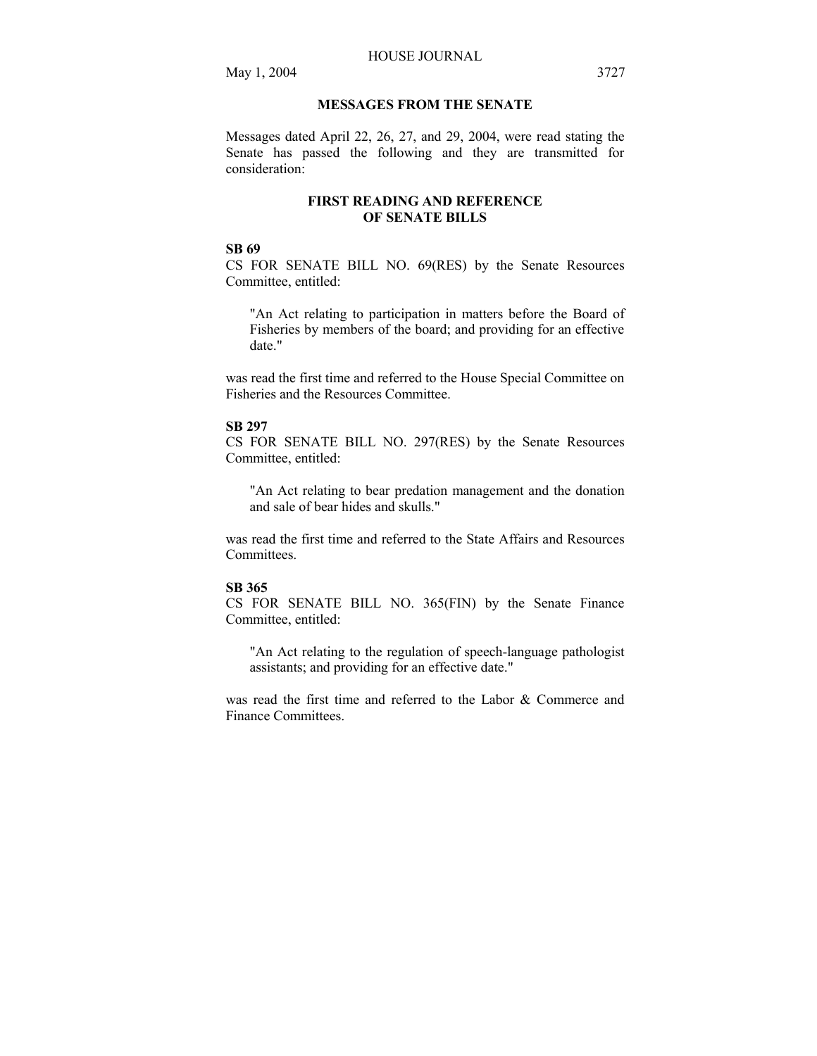## MESSAGES FROM THE SENATE

Messages dated April 22, 26, 27, and 29, 2004, were read stating the Senate has passed the following and they are transmitted for consideration:

## FIRST READING AND REFERENCE OF SENATE BILLS

**SB 69**

CS FOR SENATE BILL NO. 69(RES) by the Senate Resources Committee, entitled:

> "An Act relating to participation in matters before the Board of Fisheries by members of the board; and providing for an effective date."

was read the first time and referred to the House Special Committee on Fisheries and the Resources Committee.

**SB 297**

CS FOR SENATE BILL NO. 297(RES) by the Senate Resources Committee, entitled:

> "An Act relating to bear predation management and the donation and sale of bear hides and skulls."

was read the first time and referred to the State Affairs and Resources Committees.

**SB 365**

CS FOR SENATE BILL NO. 365(FIN) by the Senate Finance Committee, entitled:

> "An Act relating to the regulation of speech-language pathologist assistants; and providing for an effective date."

was read the first time and referred to the Labor & Commerce and Finance Committees.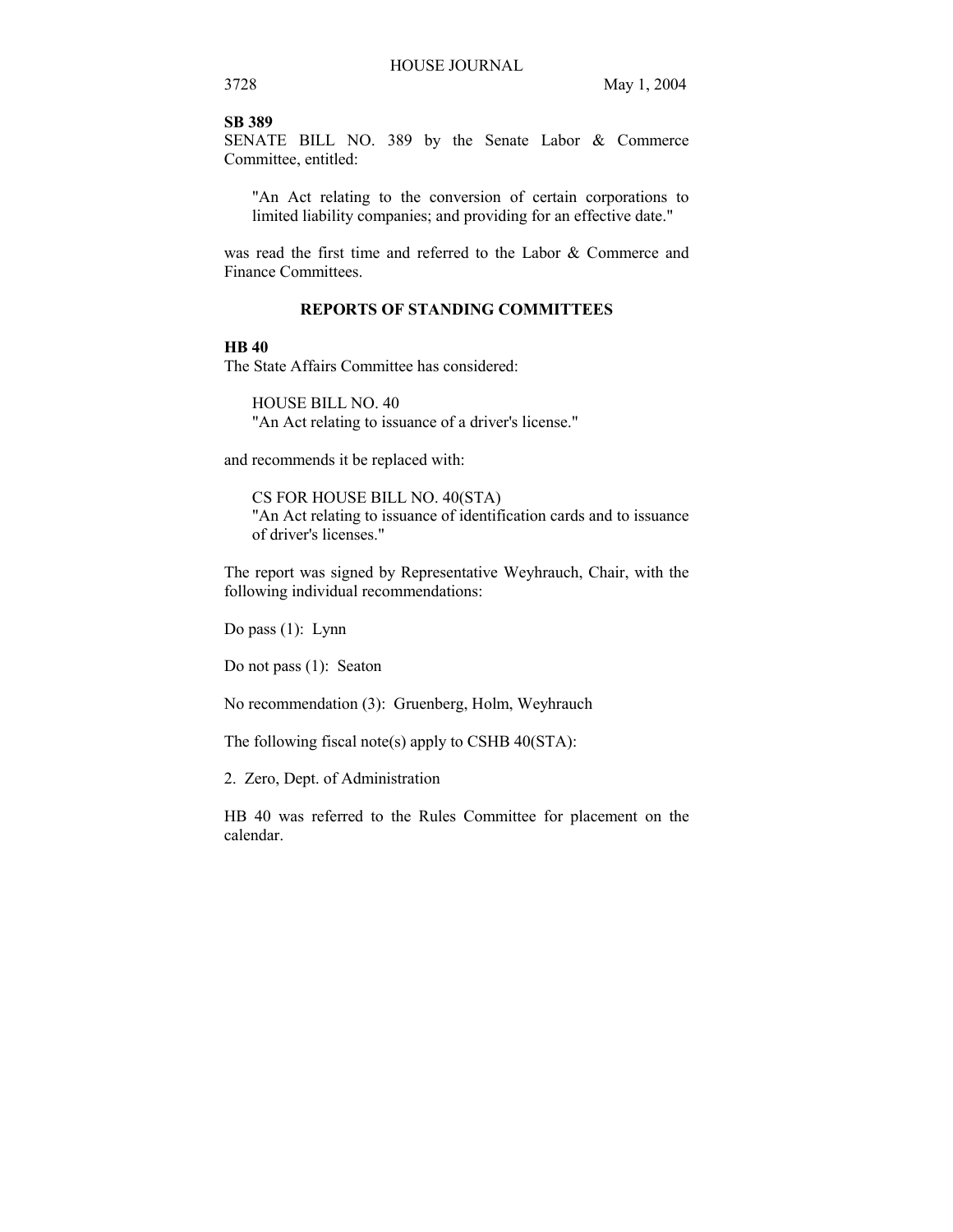**SB 389**

SENATE BILL NO. 389 by the Senate Labor & Commerce Committee, entitled:

> "An Act relating to the conversion of certain corporations to limited liability companies; and providing for an effective date."

was read the first time and referred to the Labor & Commerce and Finance Committees.

## REPORTS OF STANDING COMMITTEES

**HB 40**

The State Affairs Committee has considered:

> HOUSE BILL NO. 40
> "An Act relating to issuance of a driver's license."

and recommends it be replaced with:

> CS FOR HOUSE BILL NO. 40(STA)
> "An Act relating to issuance of identification cards and to issuance of driver's licenses."

The report was signed by Representative Weyhrauch, Chair, with the following individual recommendations:

Do pass (1): Lynn

Do not pass (1): Seaton

No recommendation (3): Gruenberg, Holm, Weyhrauch

The following fiscal note(s) apply to CSHB 40(STA):

2. Zero, Dept. of Administration

HB 40 was referred to the Rules Committee for placement on the calendar.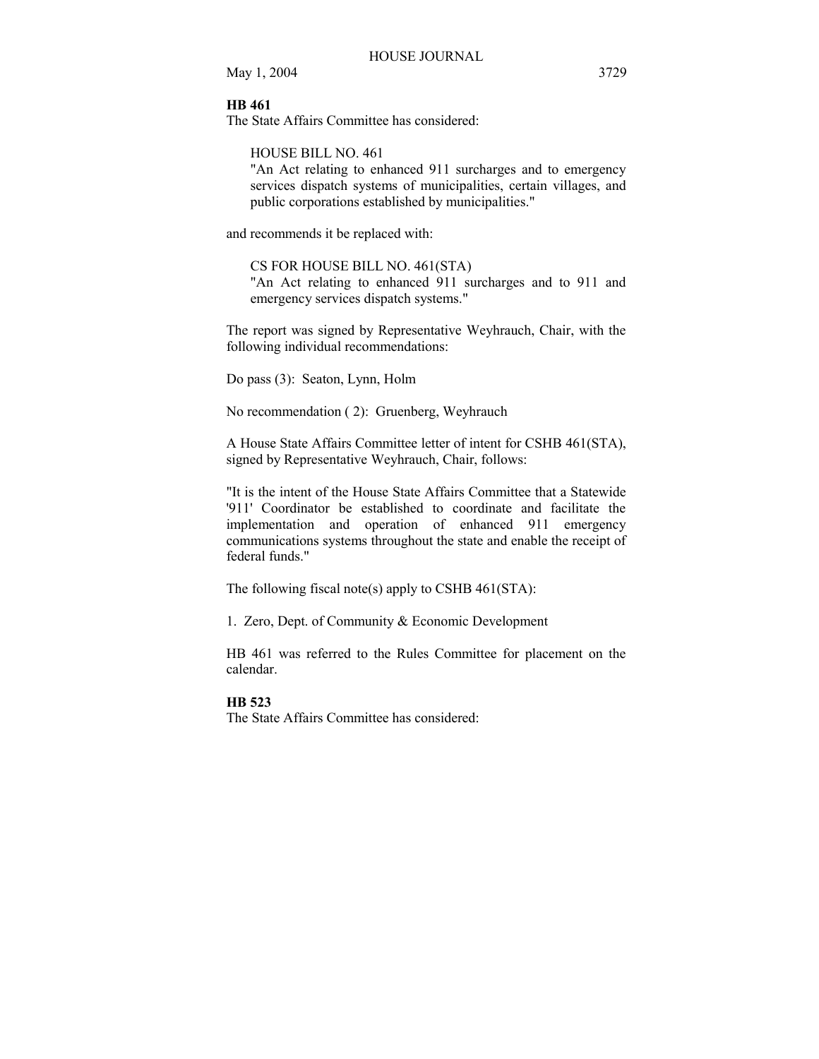**HB 461**

The State Affairs Committee has considered:

> HOUSE BILL NO. 461
> "An Act relating to enhanced 911 surcharges and to emergency services dispatch systems of municipalities, certain villages, and public corporations established by municipalities."

and recommends it be replaced with:

> CS FOR HOUSE BILL NO. 461(STA)
> "An Act relating to enhanced 911 surcharges and to 911 and emergency services dispatch systems."

The report was signed by Representative Weyhrauch, Chair, with the following individual recommendations:

Do pass (3): Seaton, Lynn, Holm

No recommendation ( 2): Gruenberg, Weyhrauch

A House State Affairs Committee letter of intent for CSHB 461(STA), signed by Representative Weyhrauch, Chair, follows:

"It is the intent of the House State Affairs Committee that a Statewide '911' Coordinator be established to coordinate and facilitate the implementation and operation of enhanced 911 emergency communications systems throughout the state and enable the receipt of federal funds."

The following fiscal note(s) apply to CSHB 461(STA):

1. Zero, Dept. of Community & Economic Development

HB 461 was referred to the Rules Committee for placement on the calendar.

**HB 523**

The State Affairs Committee has considered: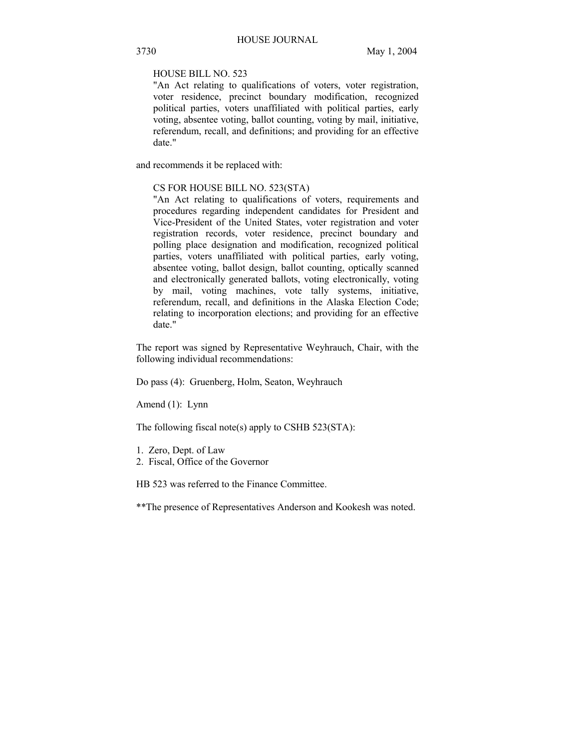HOUSE BILL NO. 523

"An Act relating to qualifications of voters, voter registration, voter residence, precinct boundary modification, recognized political parties, voters unaffiliated with political parties, early voting, absentee voting, ballot counting, voting by mail, initiative, referendum, recall, and definitions; and providing for an effective date."

and recommends it be replaced with:

CS FOR HOUSE BILL NO. 523(STA)

"An Act relating to qualifications of voters, requirements and procedures regarding independent candidates for President and Vice-President of the United States, voter registration and voter registration records, voter residence, precinct boundary and polling place designation and modification, recognized political parties, voters unaffiliated with political parties, early voting, absentee voting, ballot design, ballot counting, optically scanned and electronically generated ballots, voting electronically, voting by mail, voting machines, vote tally systems, initiative, referendum, recall, and definitions in the Alaska Election Code; relating to incorporation elections; and providing for an effective date."

The report was signed by Representative Weyhrauch, Chair, with the following individual recommendations:

Do pass (4): Gruenberg, Holm, Seaton, Weyhrauch

Amend (1): Lynn

The following fiscal note(s) apply to CSHB 523(STA):

1. Zero, Dept. of Law
2. Fiscal, Office of the Governor

HB 523 was referred to the Finance Committee.

**The presence of Representatives Anderson and Kookesh was noted.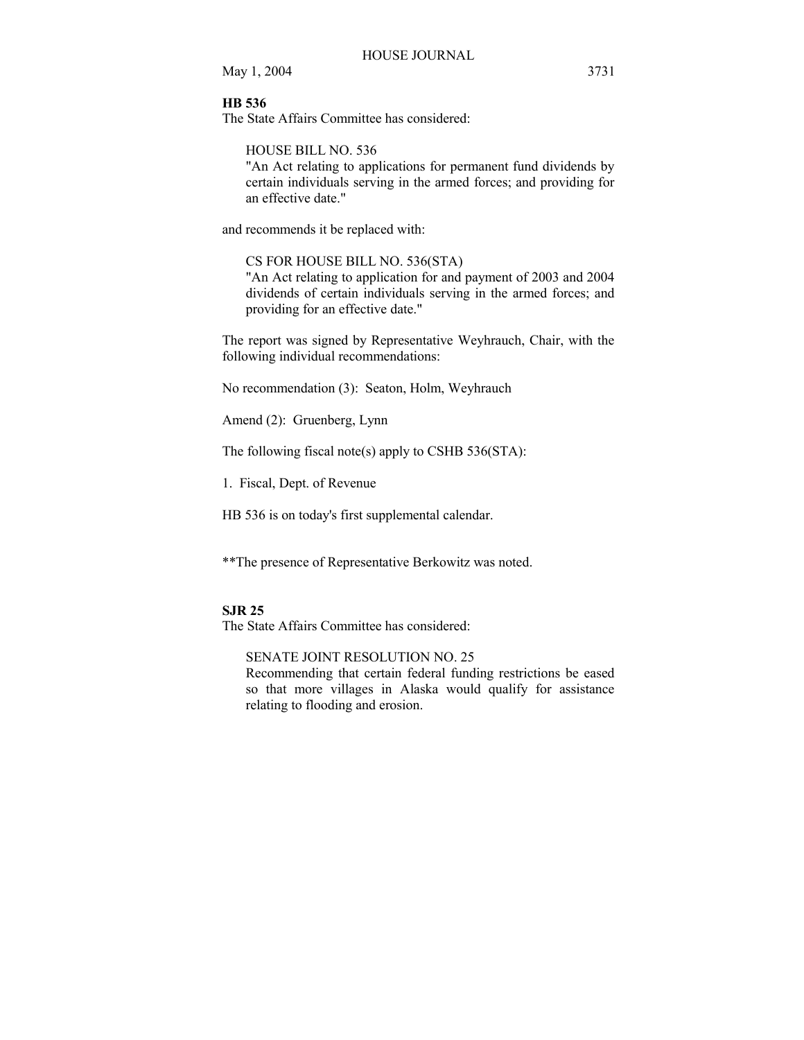**HB 536**

The State Affairs Committee has considered:

> HOUSE BILL NO. 536
> "An Act relating to applications for permanent fund dividends by certain individuals serving in the armed forces; and providing for an effective date."

and recommends it be replaced with:

> CS FOR HOUSE BILL NO. 536(STA)
> "An Act relating to application for and payment of 2003 and 2004 dividends of certain individuals serving in the armed forces; and providing for an effective date."

The report was signed by Representative Weyhrauch, Chair, with the following individual recommendations:

No recommendation (3): Seaton, Holm, Weyhrauch

Amend (2): Gruenberg, Lynn

The following fiscal note(s) apply to CSHB 536(STA):

1. Fiscal, Dept. of Revenue

HB 536 is on today's first supplemental calendar.

**The presence of Representative Berkowitz was noted.

**SJR 25**

The State Affairs Committee has considered:

> SENATE JOINT RESOLUTION NO. 25
> Recommending that certain federal funding restrictions be eased so that more villages in Alaska would qualify for assistance relating to flooding and erosion.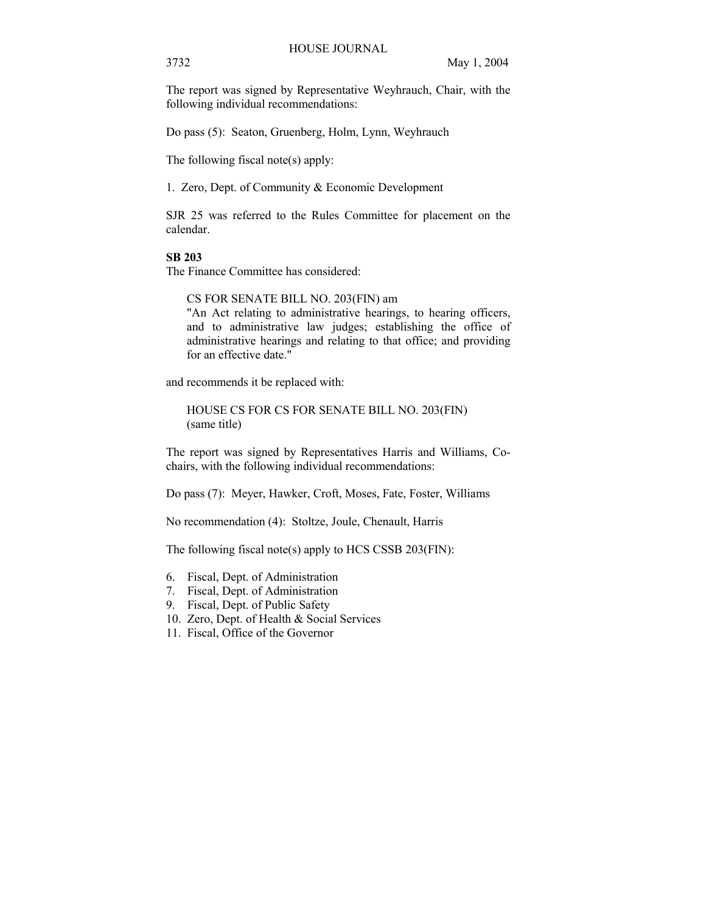The report was signed by Representative Weyhrauch, Chair, with the following individual recommendations:

Do pass (5): Seaton, Gruenberg, Holm, Lynn, Weyhrauch

The following fiscal note(s) apply:

1. Zero, Dept. of Community & Economic Development

SJR 25 was referred to the Rules Committee for placement on the calendar.

**SB 203**

The Finance Committee has considered:

> CS FOR SENATE BILL NO. 203(FIN) am
> "An Act relating to administrative hearings, to hearing officers, and to administrative law judges; establishing the office of administrative hearings and relating to that office; and providing for an effective date."

and recommends it be replaced with:

> HOUSE CS FOR CS FOR SENATE BILL NO. 203(FIN)
> (same title)

The report was signed by Representatives Harris and Williams, Co-chairs, with the following individual recommendations:

Do pass (7): Meyer, Hawker, Croft, Moses, Fate, Foster, Williams

No recommendation (4): Stoltze, Joule, Chenault, Harris

The following fiscal note(s) apply to HCS CSSB 203(FIN):

6. Fiscal, Dept. of Administration
7. Fiscal, Dept. of Administration
9. Fiscal, Dept. of Public Safety
10. Zero, Dept. of Health & Social Services
11. Fiscal, Office of the Governor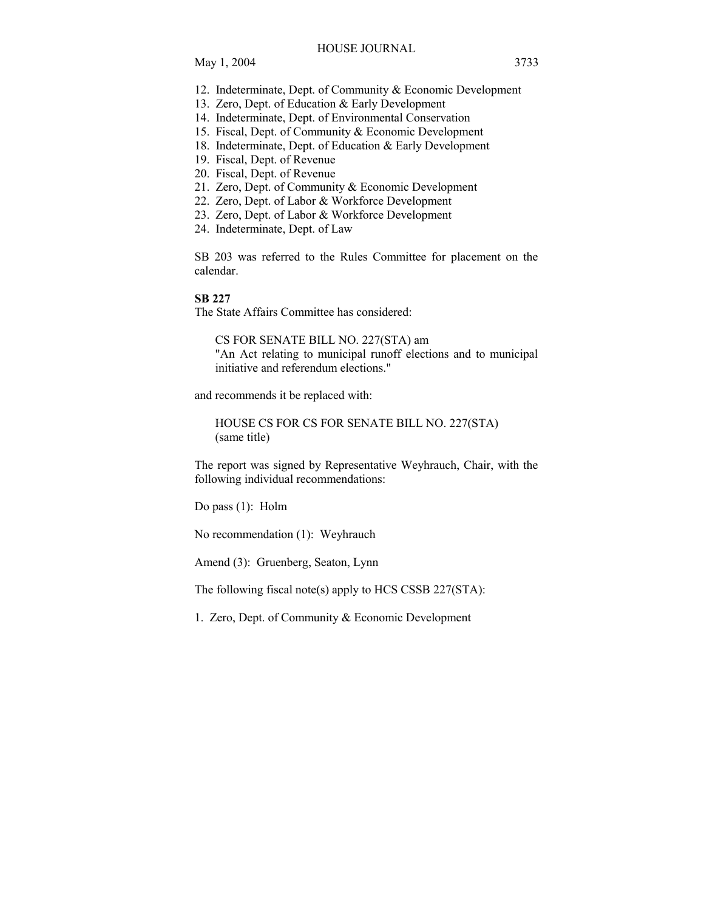12. Indeterminate, Dept. of Community & Economic Development
13. Zero, Dept. of Education & Early Development
14. Indeterminate, Dept. of Environmental Conservation
15. Fiscal, Dept. of Community & Economic Development
18. Indeterminate, Dept. of Education & Early Development
19. Fiscal, Dept. of Revenue
20. Fiscal, Dept. of Revenue
21. Zero, Dept. of Community & Economic Development
22. Zero, Dept. of Labor & Workforce Development
23. Zero, Dept. of Labor & Workforce Development
24. Indeterminate, Dept. of Law

SB 203 was referred to the Rules Committee for placement on the calendar.

**SB 227**

The State Affairs Committee has considered:

> CS FOR SENATE BILL NO. 227(STA) am
> "An Act relating to municipal runoff elections and to municipal initiative and referendum elections."

and recommends it be replaced with:

> HOUSE CS FOR CS FOR SENATE BILL NO. 227(STA)
> (same title)

The report was signed by Representative Weyhrauch, Chair, with the following individual recommendations:

Do pass (1): Holm

No recommendation (1): Weyhrauch

Amend (3): Gruenberg, Seaton, Lynn

The following fiscal note(s) apply to HCS CSSB 227(STA):

1. Zero, Dept. of Community & Economic Development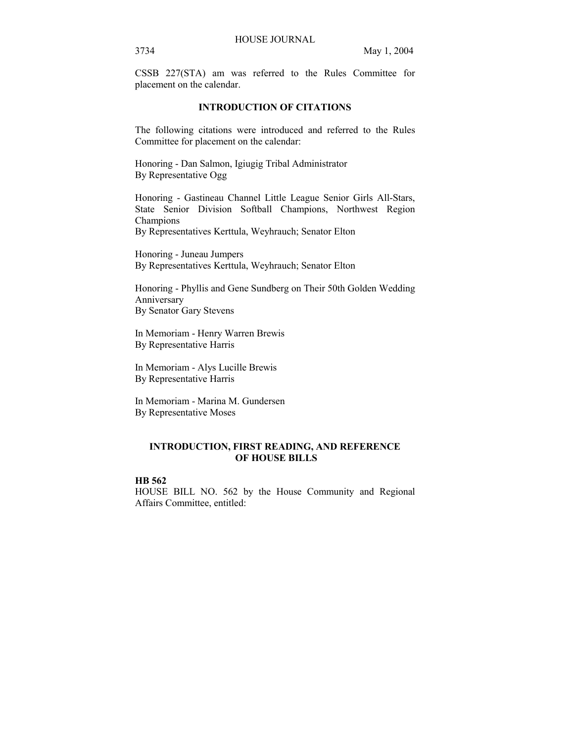CSSB 227(STA) am was referred to the Rules Committee for placement on the calendar.

## INTRODUCTION OF CITATIONS

The following citations were introduced and referred to the Rules Committee for placement on the calendar:

Honoring - Dan Salmon, Igiugig Tribal Administrator
By Representative Ogg

Honoring - Gastineau Channel Little League Senior Girls All-Stars, State Senior Division Softball Champions, Northwest Region Champions
By Representatives Kerttula, Weyhrauch; Senator Elton

Honoring - Juneau Jumpers
By Representatives Kerttula, Weyhrauch; Senator Elton

Honoring - Phyllis and Gene Sundberg on Their 50th Golden Wedding Anniversary
By Senator Gary Stevens

In Memoriam - Henry Warren Brewis
By Representative Harris

In Memoriam - Alys Lucille Brewis
By Representative Harris

In Memoriam - Marina M. Gundersen
By Representative Moses

## INTRODUCTION, FIRST READING, AND REFERENCE OF HOUSE BILLS

**HB 562**
HOUSE BILL NO. 562 by the House Community and Regional Affairs Committee, entitled: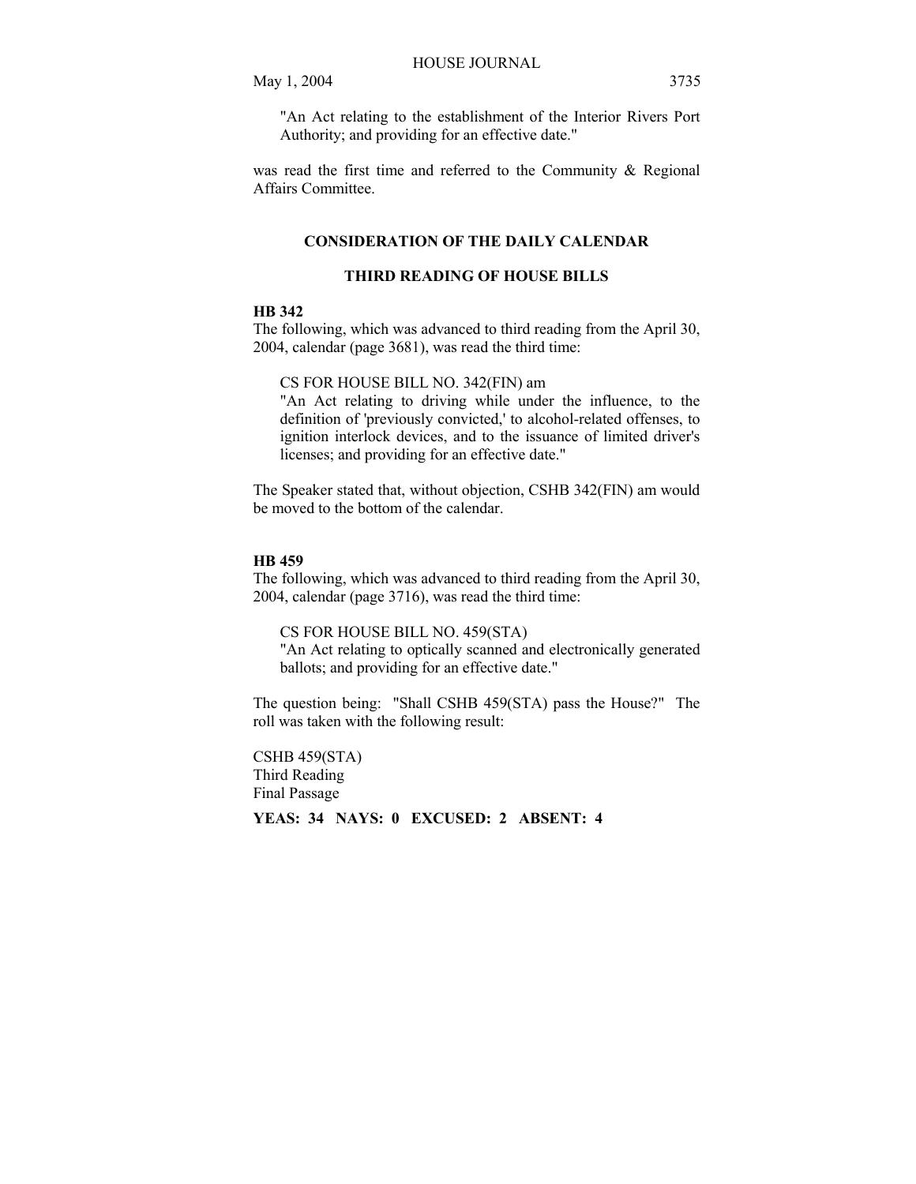"An Act relating to the establishment of the Interior Rivers Port Authority; and providing for an effective date."

was read the first time and referred to the Community & Regional Affairs Committee.

## CONSIDERATION OF THE DAILY CALENDAR

### THIRD READING OF HOUSE BILLS

**HB 342**

The following, which was advanced to third reading from the April 30, 2004, calendar (page 3681), was read the third time:

CS FOR HOUSE BILL NO. 342(FIN) am
"An Act relating to driving while under the influence, to the definition of 'previously convicted,' to alcohol-related offenses, to ignition interlock devices, and to the issuance of limited driver's licenses; and providing for an effective date."

The Speaker stated that, without objection, CSHB 342(FIN) am would be moved to the bottom of the calendar.

**HB 459**

The following, which was advanced to third reading from the April 30, 2004, calendar (page 3716), was read the third time:

CS FOR HOUSE BILL NO. 459(STA)
"An Act relating to optically scanned and electronically generated ballots; and providing for an effective date."

The question being: "Shall CSHB 459(STA) pass the House?" The roll was taken with the following result:

CSHB 459(STA)
Third Reading
Final Passage

**YEAS: 34 NAYS: 0 EXCUSED: 2 ABSENT: 4**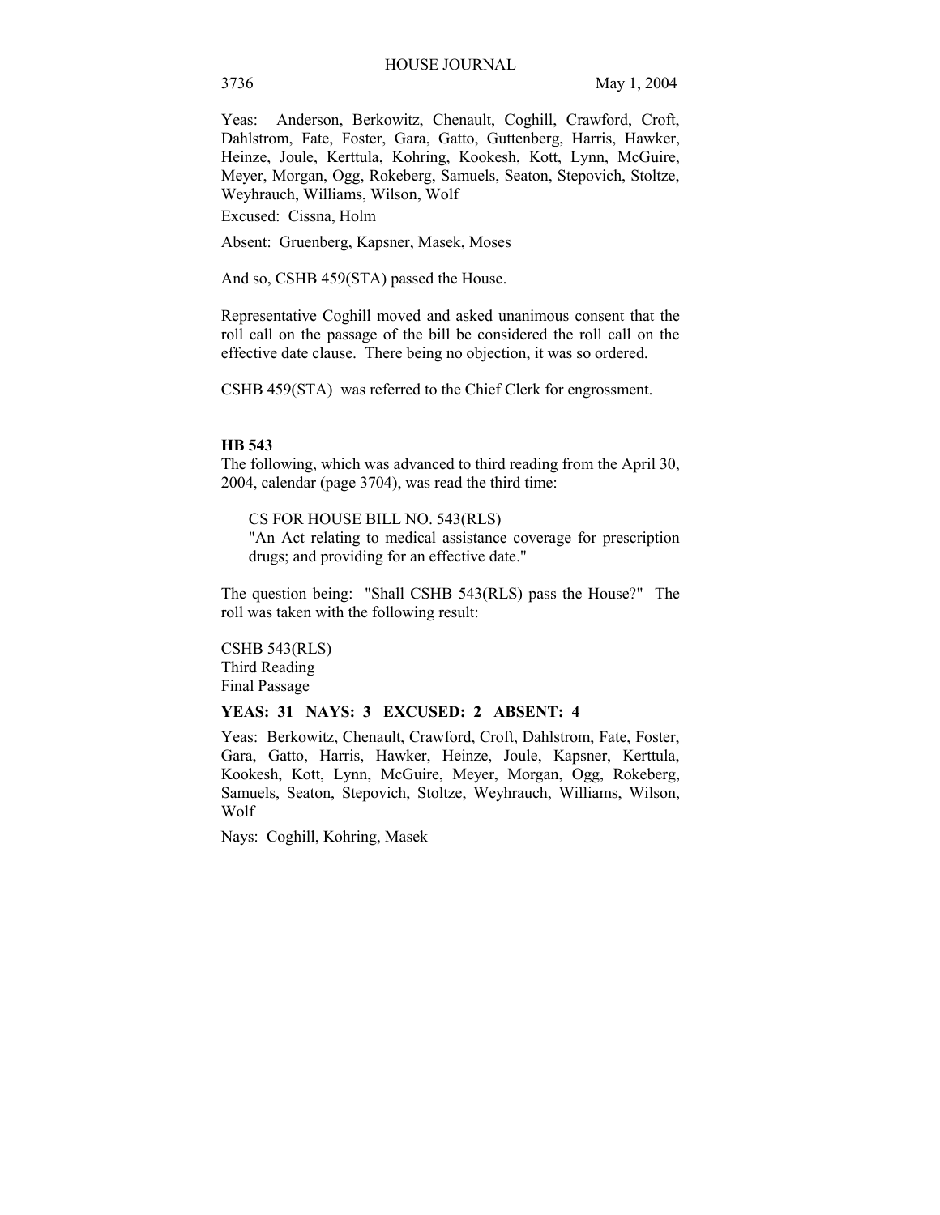Yeas:  Anderson, Berkowitz, Chenault, Coghill, Crawford, Croft, Dahlstrom, Fate, Foster, Gara, Gatto, Guttenberg, Harris, Hawker, Heinze, Joule, Kerttula, Kohring, Kookesh, Kott, Lynn, McGuire, Meyer, Morgan, Ogg, Rokeberg, Samuels, Seaton, Stepovich, Stoltze, Weyhrauch, Williams, Wilson, Wolf

Excused:  Cissna, Holm

Absent:  Gruenberg, Kapsner, Masek, Moses

And so, CSHB 459(STA) passed the House.

Representative Coghill moved and asked unanimous consent that the roll call on the passage of the bill be considered the roll call on the effective date clause.  There being no objection, it was so ordered.

CSHB 459(STA)  was referred to the Chief Clerk for engrossment.

**HB 543**

The following, which was advanced to third reading from the April 30, 2004, calendar (page 3704), was read the third time:

CS FOR HOUSE BILL NO. 543(RLS)
"An Act relating to medical assistance coverage for prescription drugs; and providing for an effective date."

The question being:  "Shall CSHB 543(RLS) pass the House?"  The roll was taken with the following result:

CSHB 543(RLS)
Third Reading
Final Passage

**YEAS:  31   NAYS:  3   EXCUSED:  2   ABSENT:  4**

Yeas:  Berkowitz, Chenault, Crawford, Croft, Dahlstrom, Fate, Foster, Gara, Gatto, Harris, Hawker, Heinze, Joule, Kapsner, Kerttula, Kookesh, Kott, Lynn, McGuire, Meyer, Morgan, Ogg, Rokeberg, Samuels, Seaton, Stepovich, Stoltze, Weyhrauch, Williams, Wilson, Wolf

Nays:  Coghill, Kohring, Masek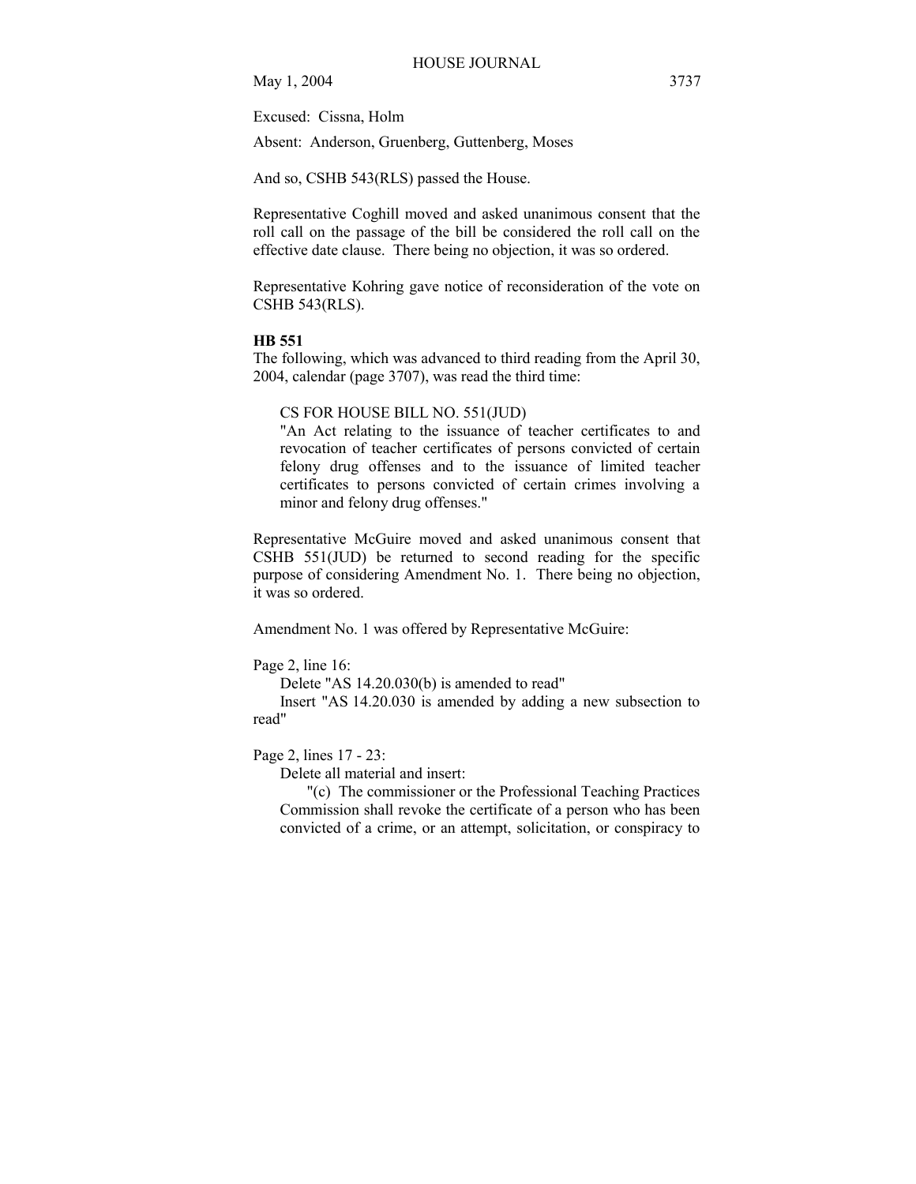Excused: Cissna, Holm

Absent: Anderson, Gruenberg, Guttenberg, Moses

And so, CSHB 543(RLS) passed the House.

Representative Coghill moved and asked unanimous consent that the roll call on the passage of the bill be considered the roll call on the effective date clause. There being no objection, it was so ordered.

Representative Kohring gave notice of reconsideration of the vote on CSHB 543(RLS).

**HB 551**

The following, which was advanced to third reading from the April 30, 2004, calendar (page 3707), was read the third time:

CS FOR HOUSE BILL NO. 551(JUD)
"An Act relating to the issuance of teacher certificates to and revocation of teacher certificates of persons convicted of certain felony drug offenses and to the issuance of limited teacher certificates to persons convicted of certain crimes involving a minor and felony drug offenses."

Representative McGuire moved and asked unanimous consent that CSHB 551(JUD) be returned to second reading for the specific purpose of considering Amendment No. 1. There being no objection, it was so ordered.

Amendment No. 1 was offered by Representative McGuire:

Page 2, line 16:
Delete "AS 14.20.030(b) is amended to read"
Insert "AS 14.20.030 is amended by adding a new subsection to read"

Page 2, lines 17 - 23:
Delete all material and insert:
"(c) The commissioner or the Professional Teaching Practices Commission shall revoke the certificate of a person who has been convicted of a crime, or an attempt, solicitation, or conspiracy to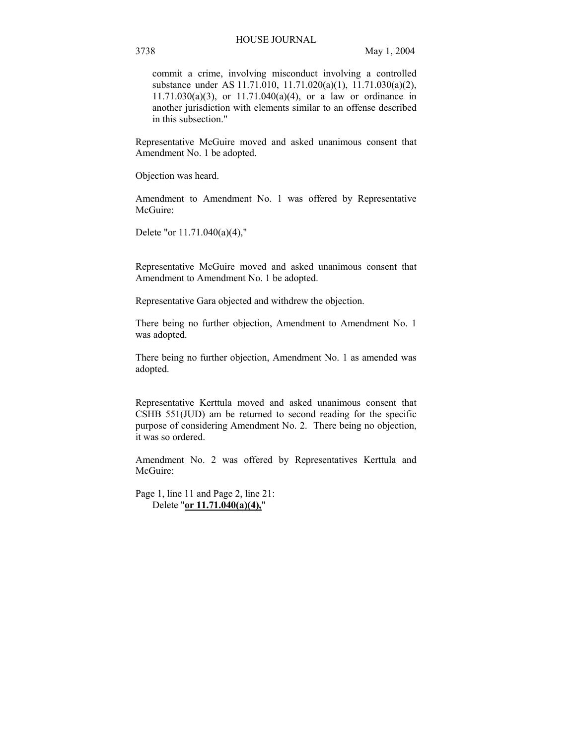commit a crime, involving misconduct involving a controlled substance under AS 11.71.010, 11.71.020(a)(1), 11.71.030(a)(2), 11.71.030(a)(3), or 11.71.040(a)(4), or a law or ordinance in another jurisdiction with elements similar to an offense described in this subsection."

Representative McGuire moved and asked unanimous consent that Amendment No. 1 be adopted.

Objection was heard.

Amendment to Amendment No. 1 was offered by Representative McGuire:

Delete "or 11.71.040(a)(4),"

Representative McGuire moved and asked unanimous consent that Amendment to Amendment No. 1 be adopted.

Representative Gara objected and withdrew the objection.

There being no further objection, Amendment to Amendment No. 1 was adopted.

There being no further objection, Amendment No. 1 as amended was adopted.

Representative Kerttula moved and asked unanimous consent that CSHB 551(JUD) am be returned to second reading for the specific purpose of considering Amendment No. 2. There being no objection, it was so ordered.

Amendment No. 2 was offered by Representatives Kerttula and McGuire:

Page 1, line 11 and Page 2, line 21:
Delete "**<u>or 11.71.040(a)(4),</u>**"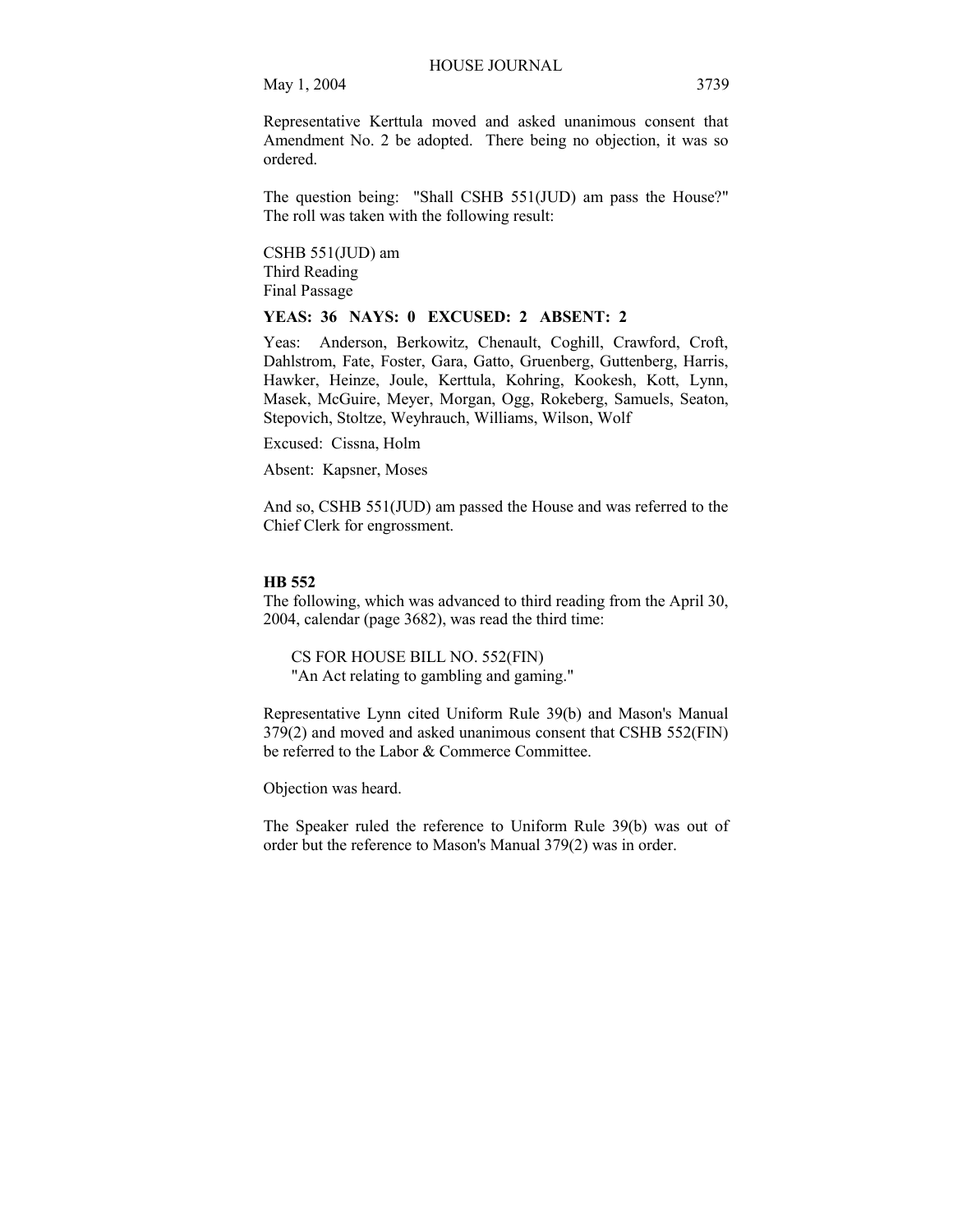Representative Kerttula moved and asked unanimous consent that Amendment No. 2 be adopted. There being no objection, it was so ordered.

The question being: "Shall CSHB 551(JUD) am pass the House?" The roll was taken with the following result:

CSHB 551(JUD) am
Third Reading
Final Passage

**YEAS: 36 NAYS: 0 EXCUSED: 2 ABSENT: 2**

Yeas: Anderson, Berkowitz, Chenault, Coghill, Crawford, Croft, Dahlstrom, Fate, Foster, Gara, Gatto, Gruenberg, Guttenberg, Harris, Hawker, Heinze, Joule, Kerttula, Kohring, Kookesh, Kott, Lynn, Masek, McGuire, Meyer, Morgan, Ogg, Rokeberg, Samuels, Seaton, Stepovich, Stoltze, Weyhrauch, Williams, Wilson, Wolf

Excused: Cissna, Holm

Absent: Kapsner, Moses

And so, CSHB 551(JUD) am passed the House and was referred to the Chief Clerk for engrossment.

**HB 552**

The following, which was advanced to third reading from the April 30, 2004, calendar (page 3682), was read the third time:

CS FOR HOUSE BILL NO. 552(FIN)
"An Act relating to gambling and gaming."

Representative Lynn cited Uniform Rule 39(b) and Mason's Manual 379(2) and moved and asked unanimous consent that CSHB 552(FIN) be referred to the Labor & Commerce Committee.

Objection was heard.

The Speaker ruled the reference to Uniform Rule 39(b) was out of order but the reference to Mason's Manual 379(2) was in order.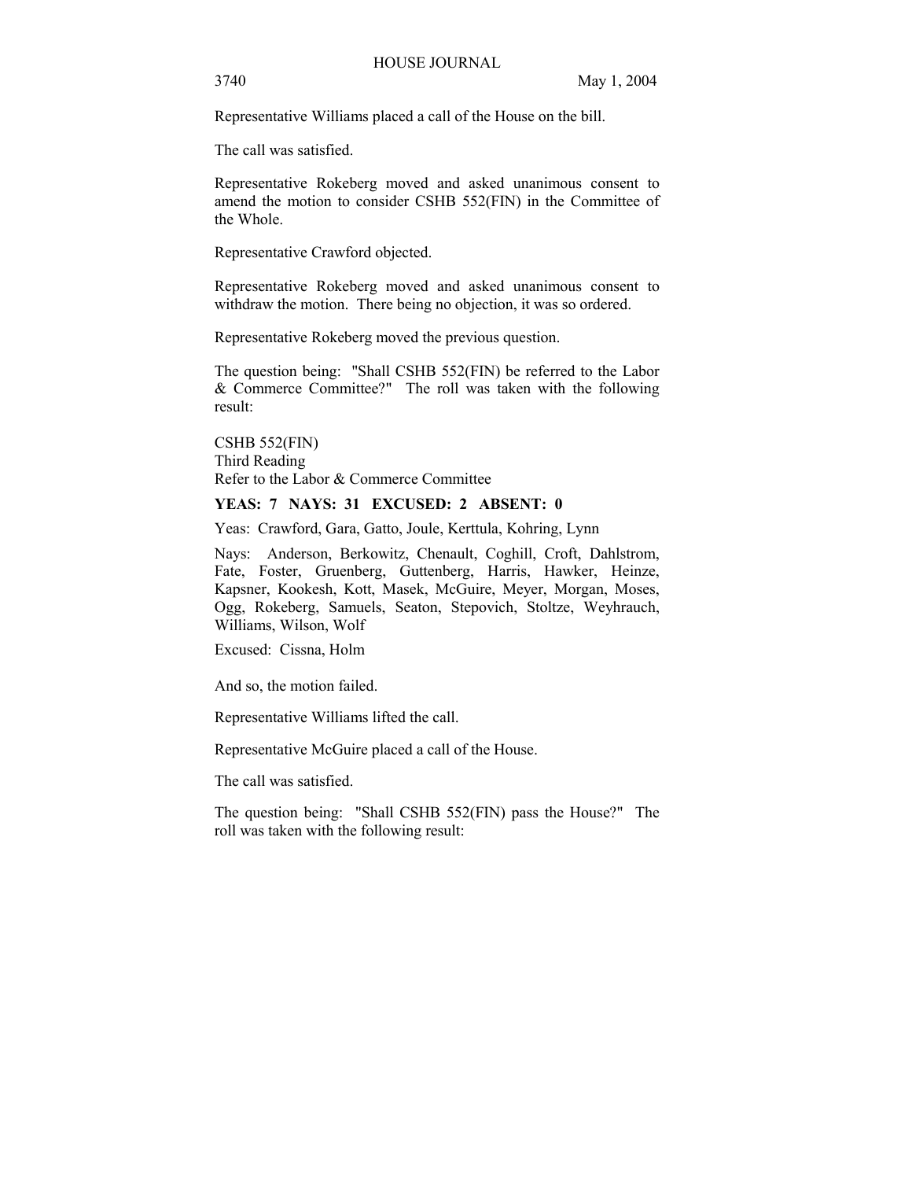Representative Williams placed a call of the House on the bill.

The call was satisfied.

Representative Rokeberg moved and asked unanimous consent to amend the motion to consider CSHB 552(FIN) in the Committee of the Whole.

Representative Crawford objected.

Representative Rokeberg moved and asked unanimous consent to withdraw the motion. There being no objection, it was so ordered.

Representative Rokeberg moved the previous question.

The question being: "Shall CSHB 552(FIN) be referred to the Labor & Commerce Committee?" The roll was taken with the following result:

CSHB 552(FIN)
Third Reading
Refer to the Labor & Commerce Committee

**YEAS: 7 NAYS: 31 EXCUSED: 2 ABSENT: 0**

Yeas: Crawford, Gara, Gatto, Joule, Kerttula, Kohring, Lynn

Nays: Anderson, Berkowitz, Chenault, Coghill, Croft, Dahlstrom, Fate, Foster, Gruenberg, Guttenberg, Harris, Hawker, Heinze, Kapsner, Kookesh, Kott, Masek, McGuire, Meyer, Morgan, Moses, Ogg, Rokeberg, Samuels, Seaton, Stepovich, Stoltze, Weyhrauch, Williams, Wilson, Wolf

Excused: Cissna, Holm

And so, the motion failed.

Representative Williams lifted the call.

Representative McGuire placed a call of the House.

The call was satisfied.

The question being: "Shall CSHB 552(FIN) pass the House?" The roll was taken with the following result: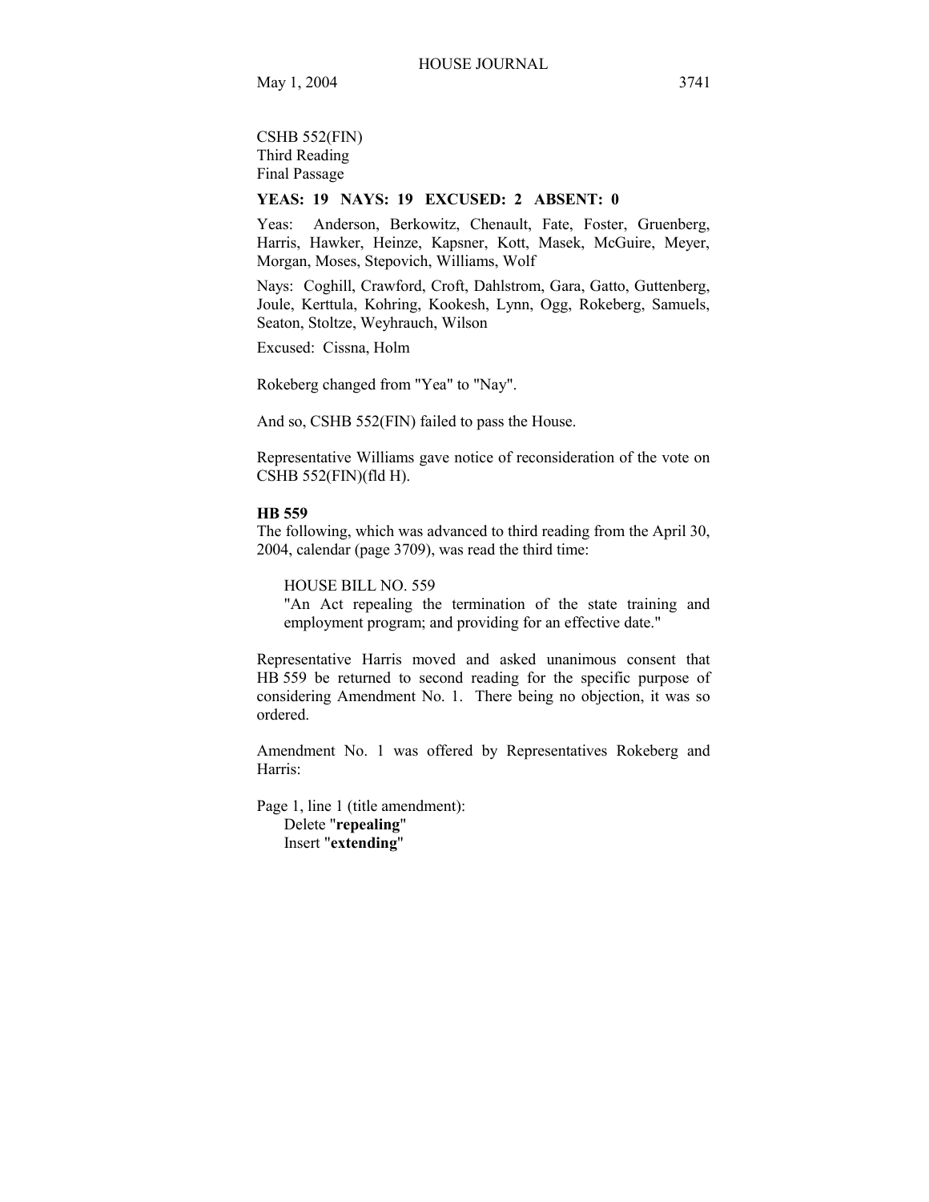CSHB 552(FIN)
Third Reading
Final Passage

**YEAS: 19 NAYS: 19 EXCUSED: 2 ABSENT: 0**

Yeas: Anderson, Berkowitz, Chenault, Fate, Foster, Gruenberg, Harris, Hawker, Heinze, Kapsner, Kott, Masek, McGuire, Meyer, Morgan, Moses, Stepovich, Williams, Wolf

Nays: Coghill, Crawford, Croft, Dahlstrom, Gara, Gatto, Guttenberg, Joule, Kerttula, Kohring, Kookesh, Lynn, Ogg, Rokeberg, Samuels, Seaton, Stoltze, Weyhrauch, Wilson

Excused: Cissna, Holm

Rokeberg changed from "Yea" to "Nay".

And so, CSHB 552(FIN) failed to pass the House.

Representative Williams gave notice of reconsideration of the vote on CSHB 552(FIN)(fld H).

**HB 559**

The following, which was advanced to third reading from the April 30, 2004, calendar (page 3709), was read the third time:

HOUSE BILL NO. 559
"An Act repealing the termination of the state training and employment program; and providing for an effective date."

Representative Harris moved and asked unanimous consent that HB 559 be returned to second reading for the specific purpose of considering Amendment No. 1. There being no objection, it was so ordered.

Amendment No. 1 was offered by Representatives Rokeberg and Harris:

Page 1, line 1 (title amendment):
Delete "**repealing**"
Insert "**extending**"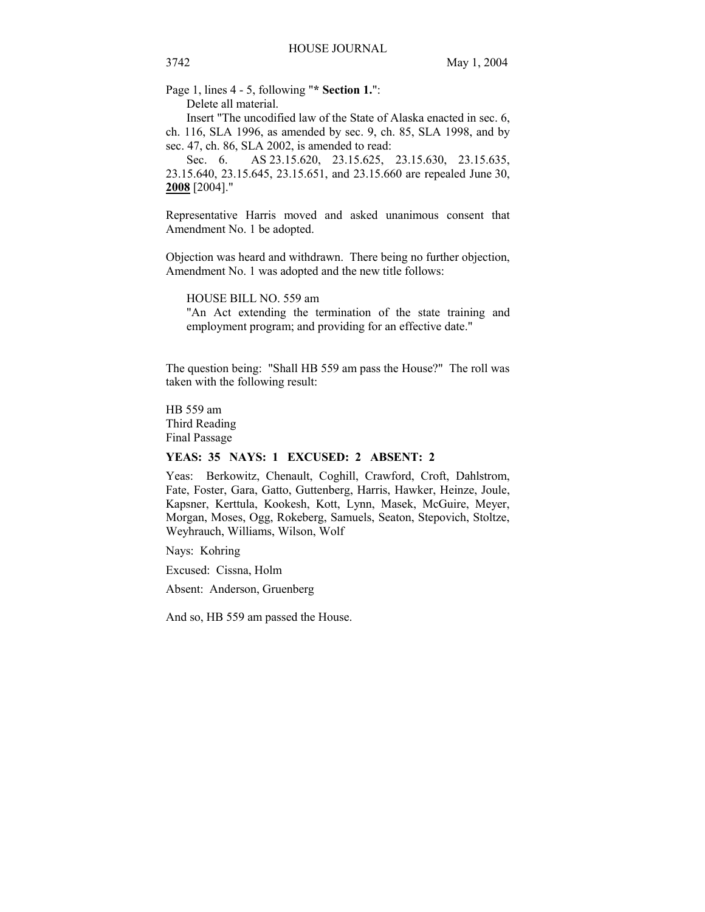Page 1, lines 4 - 5, following "**\* Section 1.**":

Delete all material.

Insert "The uncodified law of the State of Alaska enacted in sec. 6, ch. 116, SLA 1996, as amended by sec. 9, ch. 85, SLA 1998, and by sec. 47, ch. 86, SLA 2002, is amended to read:

Sec. 6. AS 23.15.620, 23.15.625, 23.15.630, 23.15.635, 23.15.640, 23.15.645, 23.15.651, and 23.15.660 are repealed June 30, **2008** [2004]."

Representative Harris moved and asked unanimous consent that Amendment No. 1 be adopted.

Objection was heard and withdrawn. There being no further objection, Amendment No. 1 was adopted and the new title follows:

HOUSE BILL NO. 559 am
"An Act extending the termination of the state training and employment program; and providing for an effective date."

The question being: "Shall HB 559 am pass the House?" The roll was taken with the following result:

HB 559 am
Third Reading
Final Passage

**YEAS: 35 NAYS: 1 EXCUSED: 2 ABSENT: 2**

Yeas: Berkowitz, Chenault, Coghill, Crawford, Croft, Dahlstrom, Fate, Foster, Gara, Gatto, Guttenberg, Harris, Hawker, Heinze, Joule, Kapsner, Kerttula, Kookesh, Kott, Lynn, Masek, McGuire, Meyer, Morgan, Moses, Ogg, Rokeberg, Samuels, Seaton, Stepovich, Stoltze, Weyhrauch, Williams, Wilson, Wolf

Nays: Kohring

Excused: Cissna, Holm

Absent: Anderson, Gruenberg

And so, HB 559 am passed the House.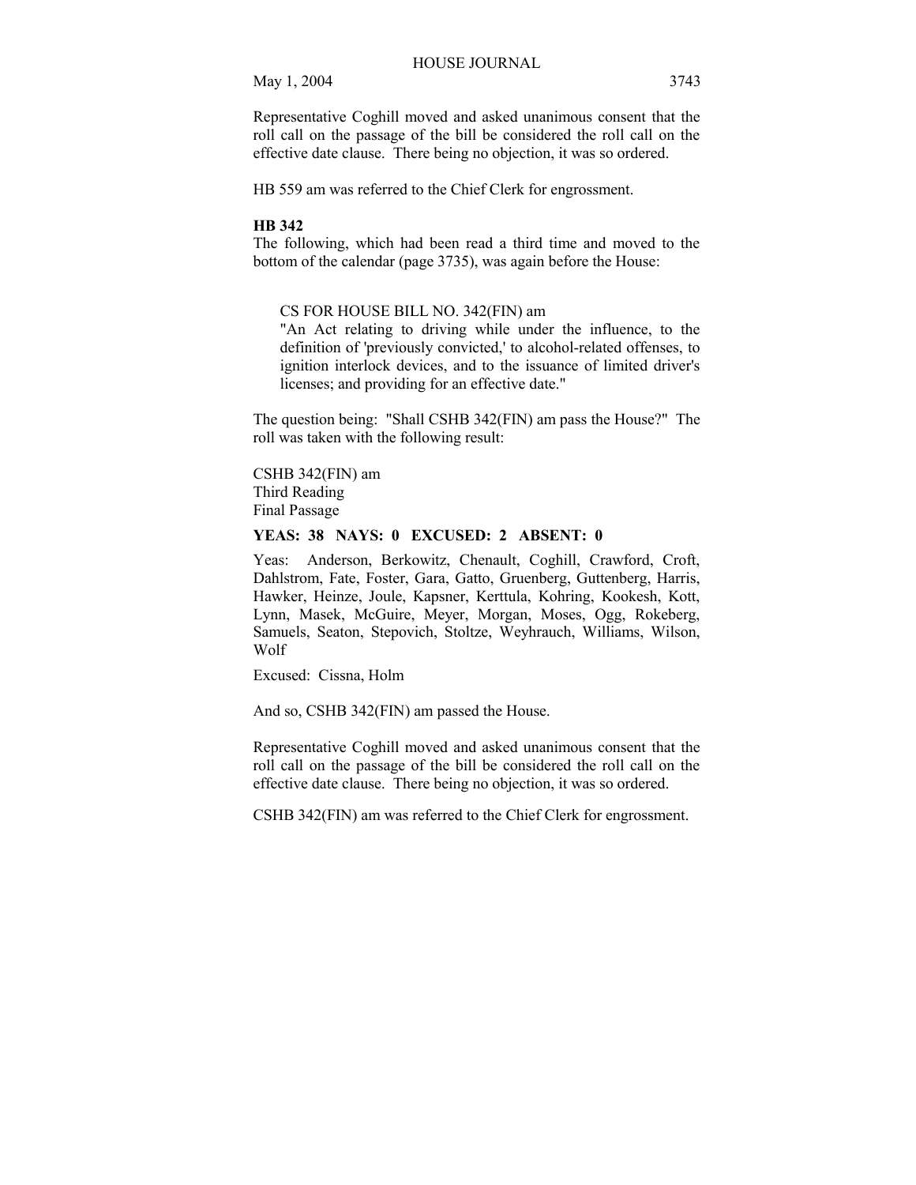Representative Coghill moved and asked unanimous consent that the roll call on the passage of the bill be considered the roll call on the effective date clause. There being no objection, it was so ordered.

HB 559 am was referred to the Chief Clerk for engrossment.

**HB 342**

The following, which had been read a third time and moved to the bottom of the calendar (page 3735), was again before the House:

> CS FOR HOUSE BILL NO. 342(FIN) am
> "An Act relating to driving while under the influence, to the definition of 'previously convicted,' to alcohol-related offenses, to ignition interlock devices, and to the issuance of limited driver's licenses; and providing for an effective date."

The question being: "Shall CSHB 342(FIN) am pass the House?" The roll was taken with the following result:

CSHB 342(FIN) am
Third Reading
Final Passage

**YEAS: 38 NAYS: 0 EXCUSED: 2 ABSENT: 0**

Yeas: Anderson, Berkowitz, Chenault, Coghill, Crawford, Croft, Dahlstrom, Fate, Foster, Gara, Gatto, Gruenberg, Guttenberg, Harris, Hawker, Heinze, Joule, Kapsner, Kerttula, Kohring, Kookesh, Kott, Lynn, Masek, McGuire, Meyer, Morgan, Moses, Ogg, Rokeberg, Samuels, Seaton, Stepovich, Stoltze, Weyhrauch, Williams, Wilson, Wolf

Excused: Cissna, Holm

And so, CSHB 342(FIN) am passed the House.

Representative Coghill moved and asked unanimous consent that the roll call on the passage of the bill be considered the roll call on the effective date clause. There being no objection, it was so ordered.

CSHB 342(FIN) am was referred to the Chief Clerk for engrossment.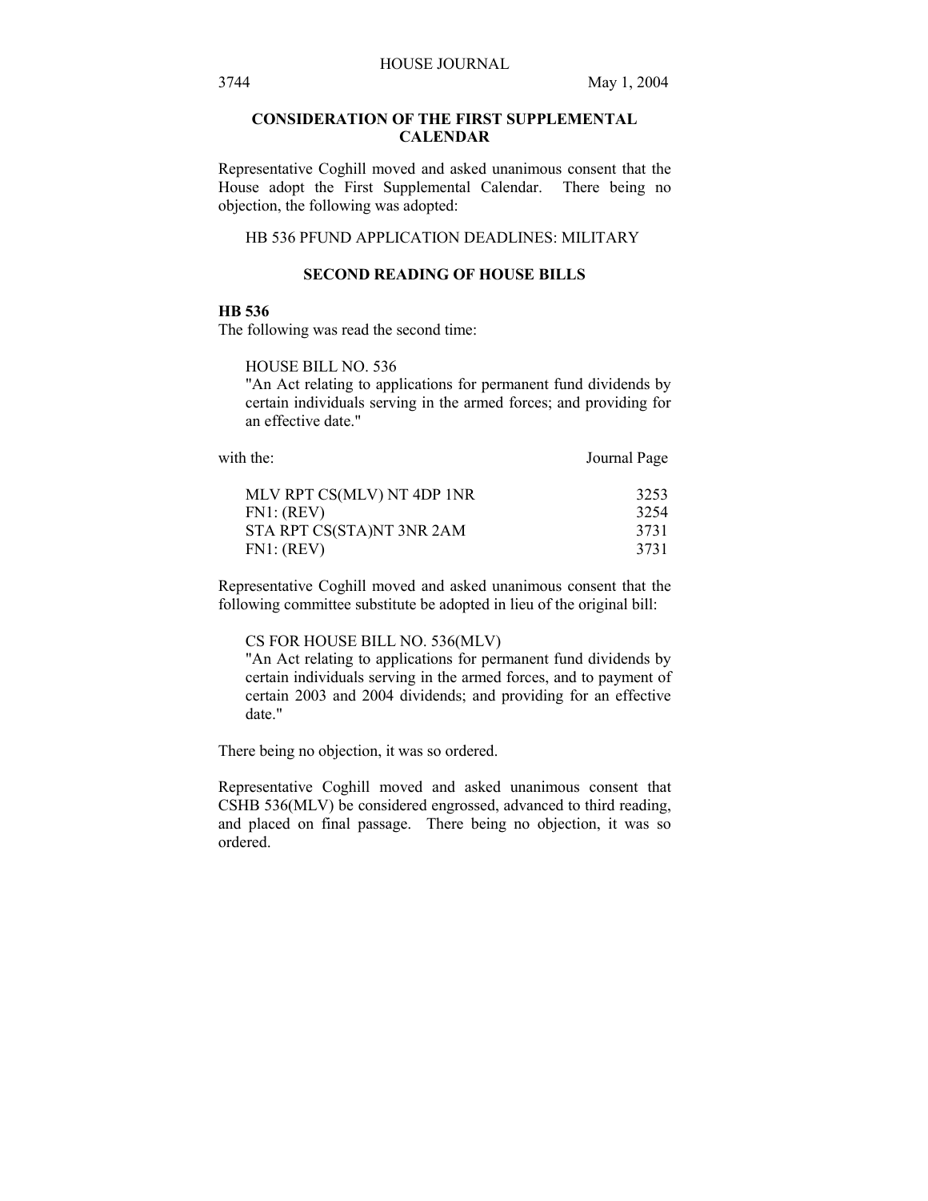## CONSIDERATION OF THE FIRST SUPPLEMENTAL CALENDAR

Representative Coghill moved and asked unanimous consent that the House adopt the First Supplemental Calendar. There being no objection, the following was adopted:

HB 536 PFUND APPLICATION DEADLINES: MILITARY

## SECOND READING OF HOUSE BILLS

**HB 536**

The following was read the second time:

HOUSE BILL NO. 536
"An Act relating to applications for permanent fund dividends by certain individuals serving in the armed forces; and providing for an effective date."

| with the: | Journal Page |
|---|---|
| MLV RPT CS(MLV) NT 4DP 1NR | 3253 |
| FN1: (REV) | 3254 |
| STA RPT CS(STA)NT 3NR 2AM | 3731 |
| FN1: (REV) | 3731 |

Representative Coghill moved and asked unanimous consent that the following committee substitute be adopted in lieu of the original bill:

CS FOR HOUSE BILL NO. 536(MLV)
"An Act relating to applications for permanent fund dividends by certain individuals serving in the armed forces, and to payment of certain 2003 and 2004 dividends; and providing for an effective date."

There being no objection, it was so ordered.

Representative Coghill moved and asked unanimous consent that CSHB 536(MLV) be considered engrossed, advanced to third reading, and placed on final passage. There being no objection, it was so ordered.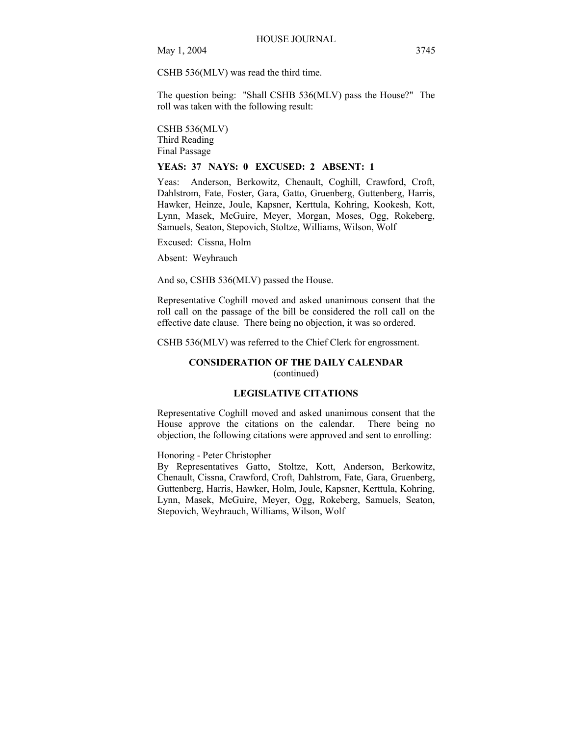CSHB 536(MLV) was read the third time.

The question being: "Shall CSHB 536(MLV) pass the House?" The roll was taken with the following result:

CSHB 536(MLV)
Third Reading
Final Passage

**YEAS: 37 NAYS: 0 EXCUSED: 2 ABSENT: 1**

Yeas: Anderson, Berkowitz, Chenault, Coghill, Crawford, Croft, Dahlstrom, Fate, Foster, Gara, Gatto, Gruenberg, Guttenberg, Harris, Hawker, Heinze, Joule, Kapsner, Kerttula, Kohring, Kookesh, Kott, Lynn, Masek, McGuire, Meyer, Morgan, Moses, Ogg, Rokeberg, Samuels, Seaton, Stepovich, Stoltze, Williams, Wilson, Wolf

Excused: Cissna, Holm

Absent: Weyhrauch

And so, CSHB 536(MLV) passed the House.

Representative Coghill moved and asked unanimous consent that the roll call on the passage of the bill be considered the roll call on the effective date clause. There being no objection, it was so ordered.

CSHB 536(MLV) was referred to the Chief Clerk for engrossment.

**CONSIDERATION OF THE DAILY CALENDAR**
(continued)

**LEGISLATIVE CITATIONS**

Representative Coghill moved and asked unanimous consent that the House approve the citations on the calendar. There being no objection, the following citations were approved and sent to enrolling:

Honoring - Peter Christopher
By Representatives Gatto, Stoltze, Kott, Anderson, Berkowitz, Chenault, Cissna, Crawford, Croft, Dahlstrom, Fate, Gara, Gruenberg, Guttenberg, Harris, Hawker, Holm, Joule, Kapsner, Kerttula, Kohring, Lynn, Masek, McGuire, Meyer, Ogg, Rokeberg, Samuels, Seaton, Stepovich, Weyhrauch, Williams, Wilson, Wolf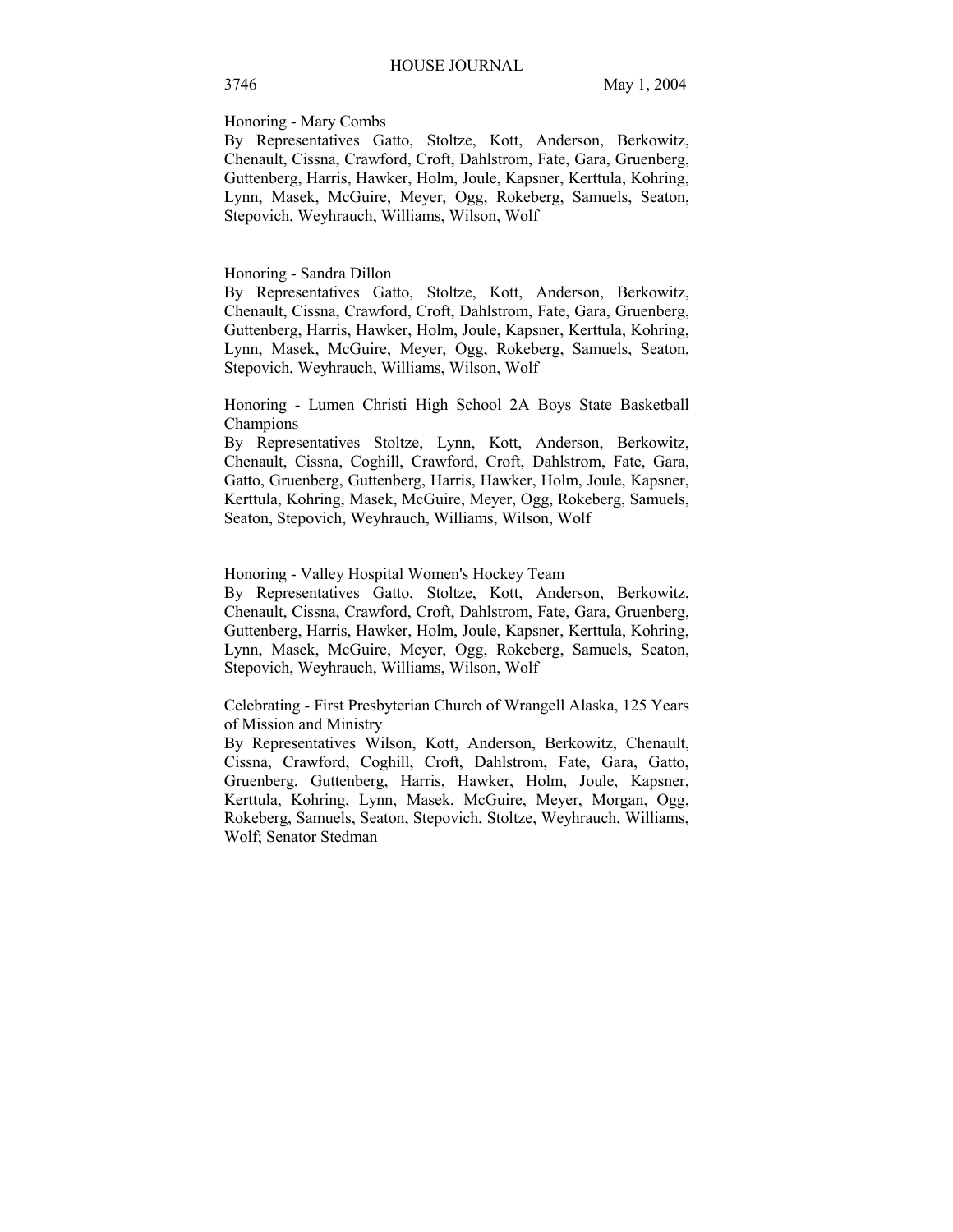Honoring - Mary Combs

By Representatives Gatto, Stoltze, Kott, Anderson, Berkowitz, Chenault, Cissna, Crawford, Croft, Dahlstrom, Fate, Gara, Gruenberg, Guttenberg, Harris, Hawker, Holm, Joule, Kapsner, Kerttula, Kohring, Lynn, Masek, McGuire, Meyer, Ogg, Rokeberg, Samuels, Seaton, Stepovich, Weyhrauch, Williams, Wilson, Wolf

Honoring - Sandra Dillon

By Representatives Gatto, Stoltze, Kott, Anderson, Berkowitz, Chenault, Cissna, Crawford, Croft, Dahlstrom, Fate, Gara, Gruenberg, Guttenberg, Harris, Hawker, Holm, Joule, Kapsner, Kerttula, Kohring, Lynn, Masek, McGuire, Meyer, Ogg, Rokeberg, Samuels, Seaton, Stepovich, Weyhrauch, Williams, Wilson, Wolf

Honoring - Lumen Christi High School 2A Boys State Basketball Champions

By Representatives Stoltze, Lynn, Kott, Anderson, Berkowitz, Chenault, Cissna, Coghill, Crawford, Croft, Dahlstrom, Fate, Gara, Gatto, Gruenberg, Guttenberg, Harris, Hawker, Holm, Joule, Kapsner, Kerttula, Kohring, Masek, McGuire, Meyer, Ogg, Rokeberg, Samuels, Seaton, Stepovich, Weyhrauch, Williams, Wilson, Wolf

Honoring - Valley Hospital Women's Hockey Team

By Representatives Gatto, Stoltze, Kott, Anderson, Berkowitz, Chenault, Cissna, Crawford, Croft, Dahlstrom, Fate, Gara, Gruenberg, Guttenberg, Harris, Hawker, Holm, Joule, Kapsner, Kerttula, Kohring, Lynn, Masek, McGuire, Meyer, Ogg, Rokeberg, Samuels, Seaton, Stepovich, Weyhrauch, Williams, Wilson, Wolf

Celebrating - First Presbyterian Church of Wrangell Alaska, 125 Years of Mission and Ministry

By Representatives Wilson, Kott, Anderson, Berkowitz, Chenault, Cissna, Crawford, Coghill, Croft, Dahlstrom, Fate, Gara, Gatto, Gruenberg, Guttenberg, Harris, Hawker, Holm, Joule, Kapsner, Kerttula, Kohring, Lynn, Masek, McGuire, Meyer, Morgan, Ogg, Rokeberg, Samuels, Seaton, Stepovich, Stoltze, Weyhrauch, Williams, Wolf; Senator Stedman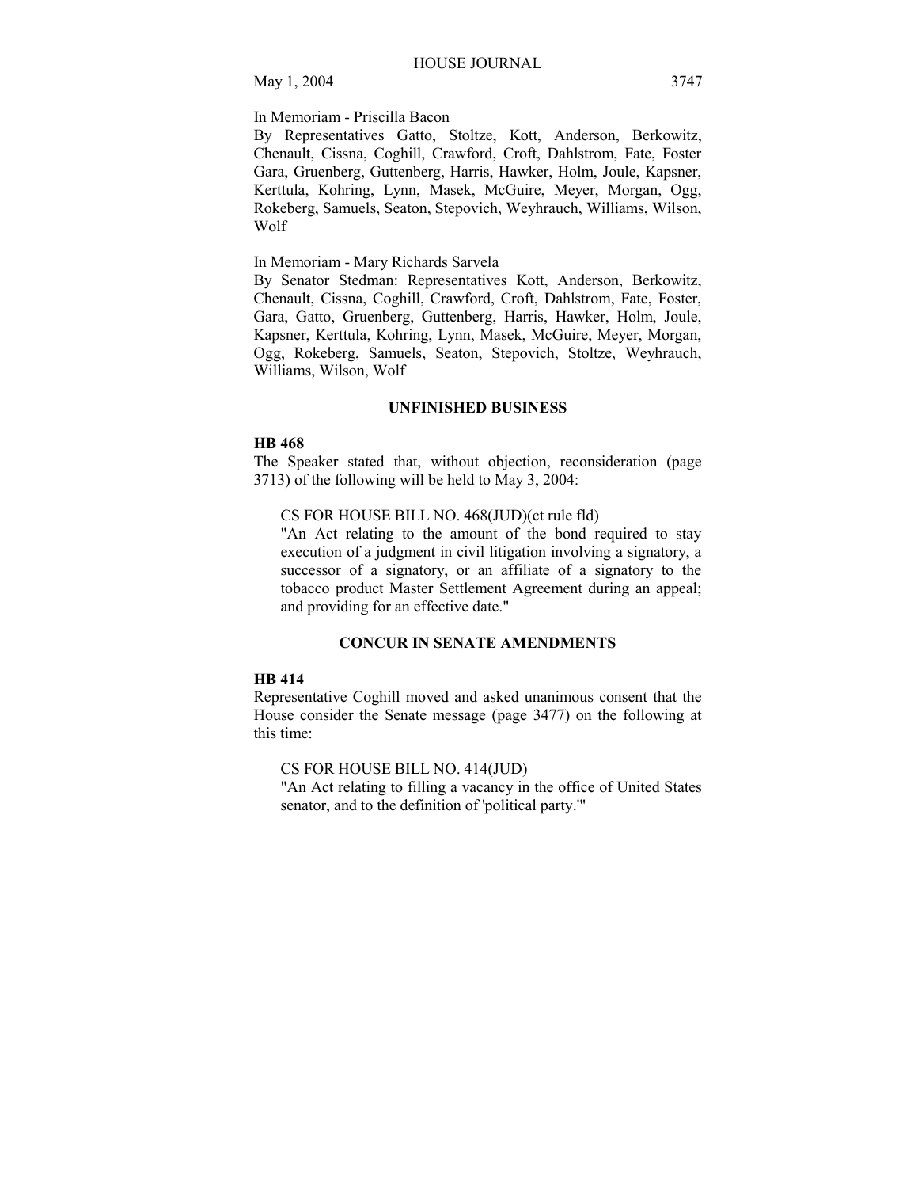In Memoriam - Priscilla Bacon

By Representatives Gatto, Stoltze, Kott, Anderson, Berkowitz, Chenault, Cissna, Coghill, Crawford, Croft, Dahlstrom, Fate, Foster Gara, Gruenberg, Guttenberg, Harris, Hawker, Holm, Joule, Kapsner, Kerttula, Kohring, Lynn, Masek, McGuire, Meyer, Morgan, Ogg, Rokeberg, Samuels, Seaton, Stepovich, Weyhrauch, Williams, Wilson, Wolf

In Memoriam - Mary Richards Sarvela

By Senator Stedman: Representatives Kott, Anderson, Berkowitz, Chenault, Cissna, Coghill, Crawford, Croft, Dahlstrom, Fate, Foster, Gara, Gatto, Gruenberg, Guttenberg, Harris, Hawker, Holm, Joule, Kapsner, Kerttula, Kohring, Lynn, Masek, McGuire, Meyer, Morgan, Ogg, Rokeberg, Samuels, Seaton, Stepovich, Stoltze, Weyhrauch, Williams, Wilson, Wolf

## UNFINISHED BUSINESS

**HB 468**

The Speaker stated that, without objection, reconsideration (page 3713) of the following will be held to May 3, 2004:

> CS FOR HOUSE BILL NO. 468(JUD)(ct rule fld)
>
> "An Act relating to the amount of the bond required to stay execution of a judgment in civil litigation involving a signatory, a successor of a signatory, or an affiliate of a signatory to the tobacco product Master Settlement Agreement during an appeal; and providing for an effective date."

## CONCUR IN SENATE AMENDMENTS

**HB 414**

Representative Coghill moved and asked unanimous consent that the House consider the Senate message (page 3477) on the following at this time:

> CS FOR HOUSE BILL NO. 414(JUD)
>
> "An Act relating to filling a vacancy in the office of United States senator, and to the definition of 'political party.'"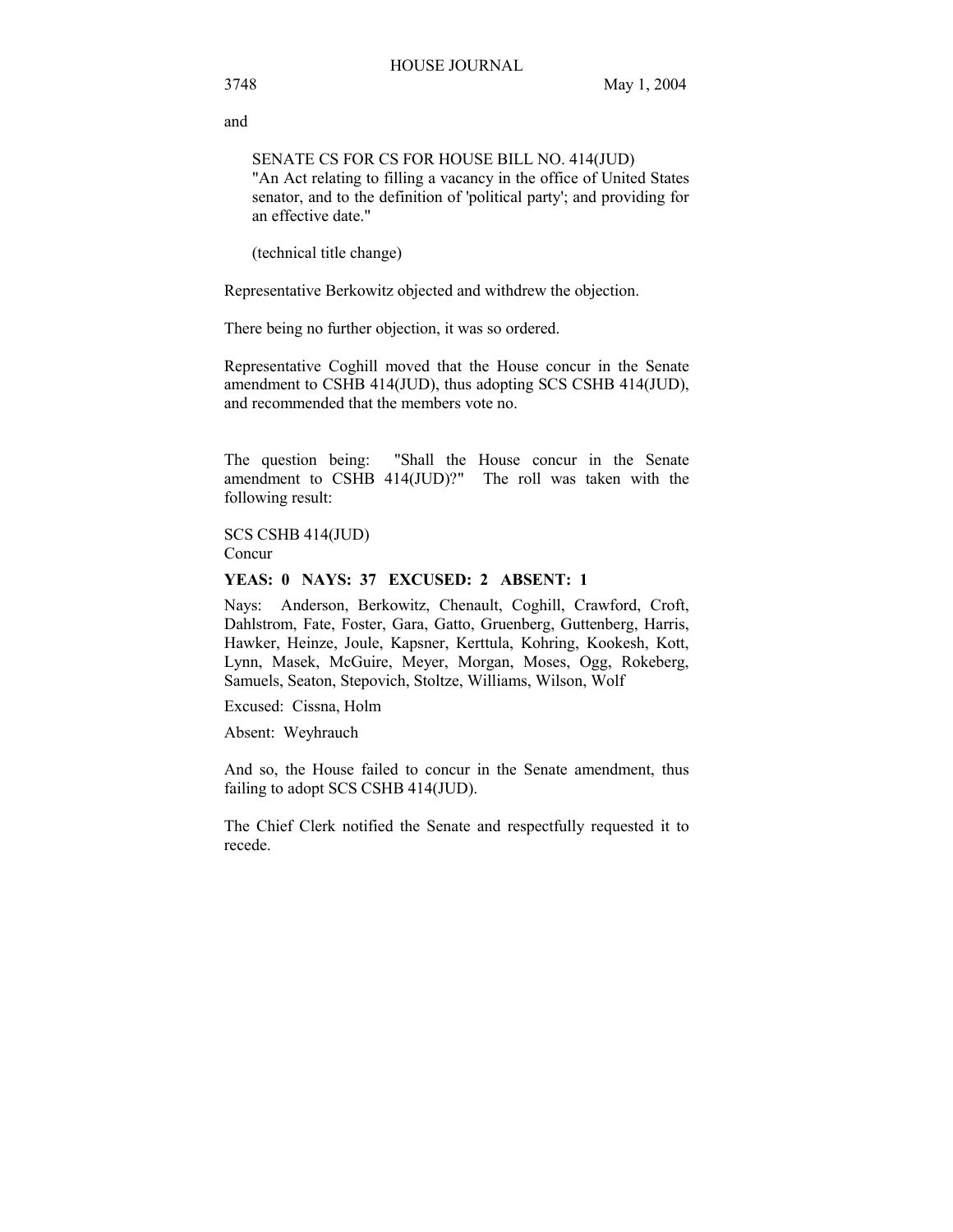and

> SENATE CS FOR CS FOR HOUSE BILL NO. 414(JUD)
> "An Act relating to filling a vacancy in the office of United States senator, and to the definition of 'political party'; and providing for an effective date."
>
> (technical title change)

Representative Berkowitz objected and withdrew the objection.

There being no further objection, it was so ordered.

Representative Coghill moved that the House concur in the Senate amendment to CSHB 414(JUD), thus adopting SCS CSHB 414(JUD), and recommended that the members vote no.

The question being: "Shall the House concur in the Senate amendment to CSHB 414(JUD)?" The roll was taken with the following result:

SCS CSHB 414(JUD)
Concur

**YEAS: 0 NAYS: 37 EXCUSED: 2 ABSENT: 1**

Nays: Anderson, Berkowitz, Chenault, Coghill, Crawford, Croft, Dahlstrom, Fate, Foster, Gara, Gatto, Gruenberg, Guttenberg, Harris, Hawker, Heinze, Joule, Kapsner, Kerttula, Kohring, Kookesh, Kott, Lynn, Masek, McGuire, Meyer, Morgan, Moses, Ogg, Rokeberg, Samuels, Seaton, Stepovich, Stoltze, Williams, Wilson, Wolf

Excused: Cissna, Holm

Absent: Weyhrauch

And so, the House failed to concur in the Senate amendment, thus failing to adopt SCS CSHB 414(JUD).

The Chief Clerk notified the Senate and respectfully requested it to recede.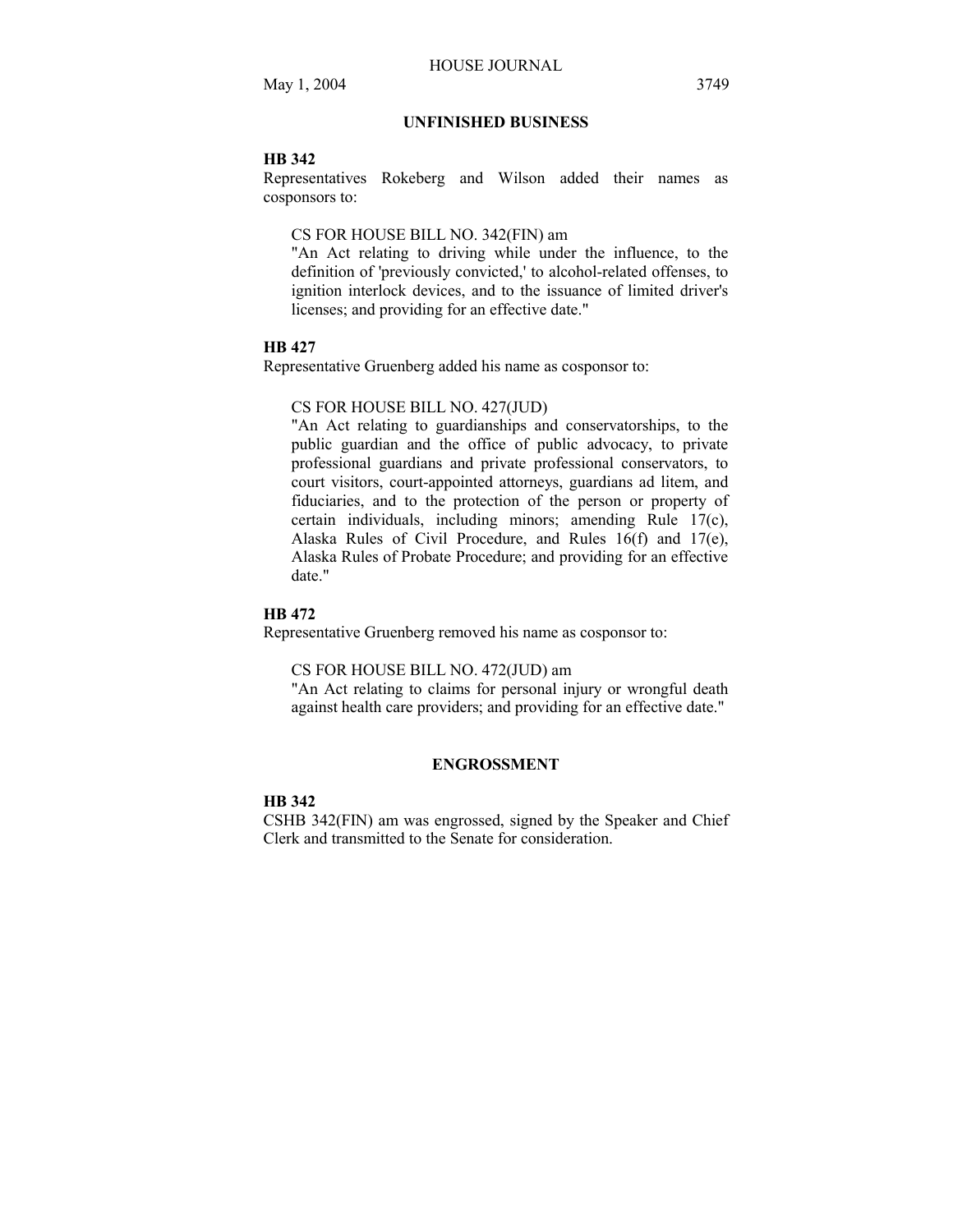## UNFINISHED BUSINESS

**HB 342**

Representatives Rokeberg and Wilson added their names as cosponsors to:

> CS FOR HOUSE BILL NO. 342(FIN) am
> "An Act relating to driving while under the influence, to the definition of 'previously convicted,' to alcohol-related offenses, to ignition interlock devices, and to the issuance of limited driver's licenses; and providing for an effective date."

**HB 427**

Representative Gruenberg added his name as cosponsor to:

> CS FOR HOUSE BILL NO. 427(JUD)
> "An Act relating to guardianships and conservatorships, to the public guardian and the office of public advocacy, to private professional guardians and private professional conservators, to court visitors, court-appointed attorneys, guardians ad litem, and fiduciaries, and to the protection of the person or property of certain individuals, including minors; amending Rule 17(c), Alaska Rules of Civil Procedure, and Rules 16(f) and 17(e), Alaska Rules of Probate Procedure; and providing for an effective date."

**HB 472**

Representative Gruenberg removed his name as cosponsor to:

> CS FOR HOUSE BILL NO. 472(JUD) am
> "An Act relating to claims for personal injury or wrongful death against health care providers; and providing for an effective date."

## ENGROSSMENT

**HB 342**

CSHB 342(FIN) am was engrossed, signed by the Speaker and Chief Clerk and transmitted to the Senate for consideration.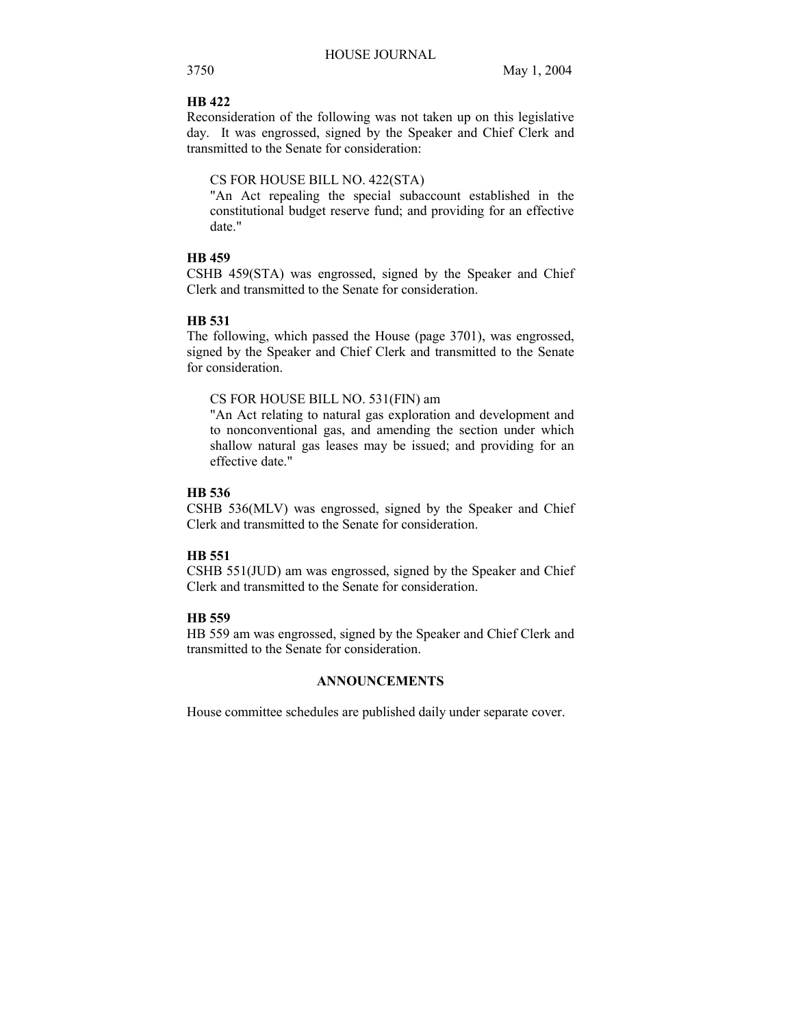**HB 422**

Reconsideration of the following was not taken up on this legislative day. It was engrossed, signed by the Speaker and Chief Clerk and transmitted to the Senate for consideration:

> CS FOR HOUSE BILL NO. 422(STA)
>
> "An Act repealing the special subaccount established in the constitutional budget reserve fund; and providing for an effective date."

**HB 459**

CSHB 459(STA) was engrossed, signed by the Speaker and Chief Clerk and transmitted to the Senate for consideration.

**HB 531**

The following, which passed the House (page 3701), was engrossed, signed by the Speaker and Chief Clerk and transmitted to the Senate for consideration.

> CS FOR HOUSE BILL NO. 531(FIN) am
>
> "An Act relating to natural gas exploration and development and to nonconventional gas, and amending the section under which shallow natural gas leases may be issued; and providing for an effective date."

**HB 536**

CSHB 536(MLV) was engrossed, signed by the Speaker and Chief Clerk and transmitted to the Senate for consideration.

**HB 551**

CSHB 551(JUD) am was engrossed, signed by the Speaker and Chief Clerk and transmitted to the Senate for consideration.

**HB 559**

HB 559 am was engrossed, signed by the Speaker and Chief Clerk and transmitted to the Senate for consideration.

## ANNOUNCEMENTS

House committee schedules are published daily under separate cover.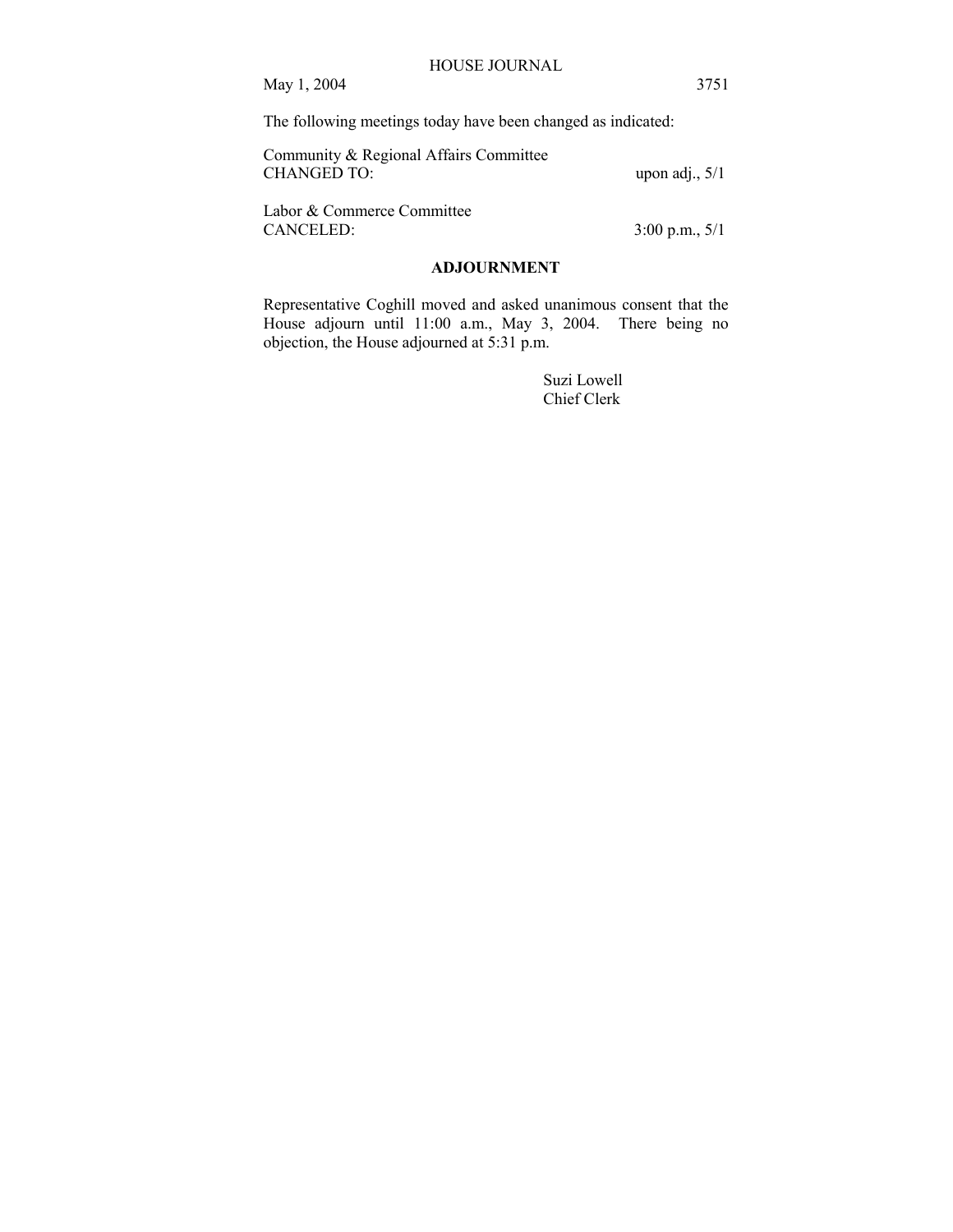The following meetings today have been changed as indicated:

Community & Regional Affairs Committee
CHANGED TO: upon adj., 5/1

Labor & Commerce Committee
CANCELED: 3:00 p.m., 5/1

## ADJOURNMENT

Representative Coghill moved and asked unanimous consent that the House adjourn until 11:00 a.m., May 3, 2004. There being no objection, the House adjourned at 5:31 p.m.

Suzi Lowell
Chief Clerk